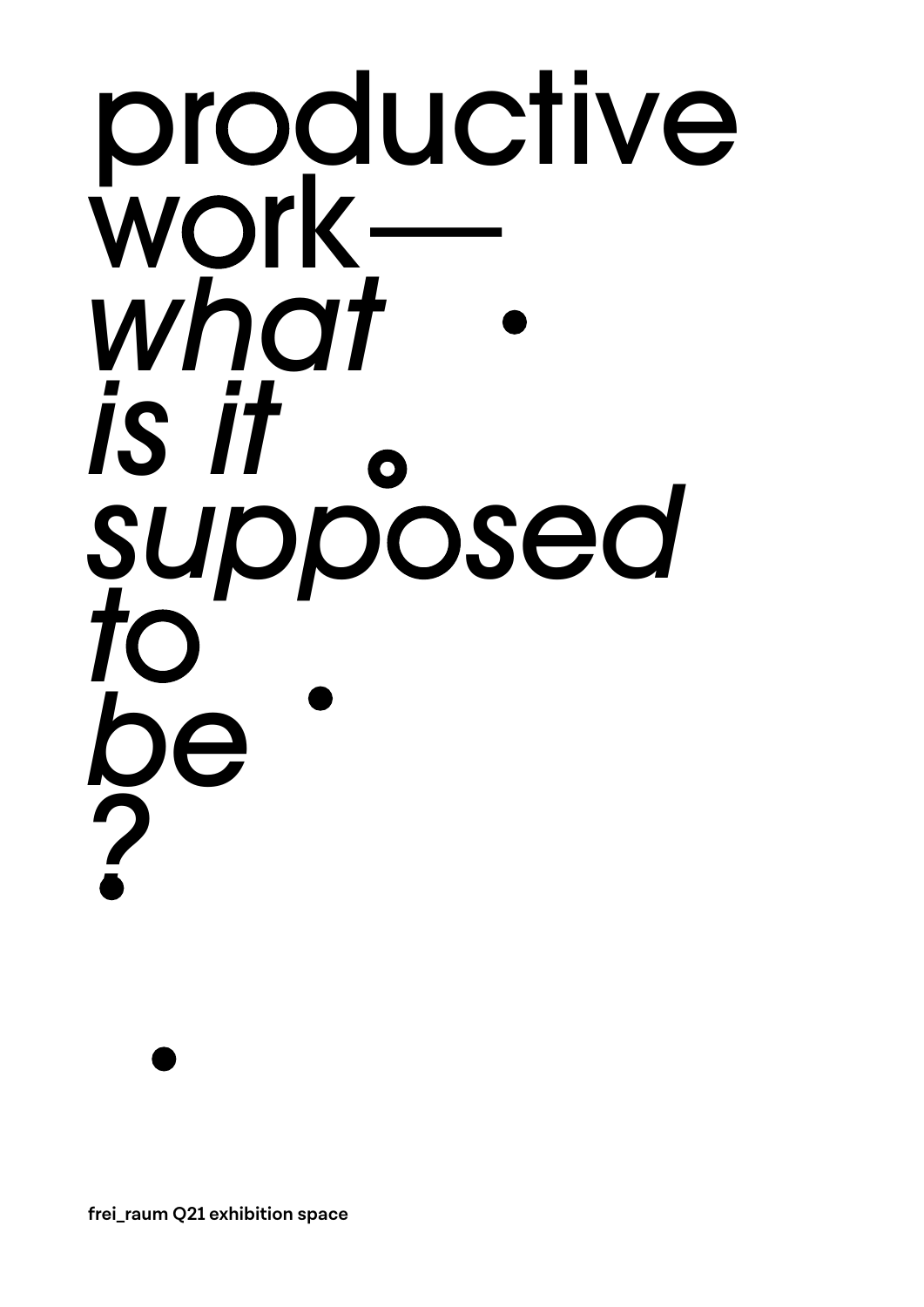# productive work— *what is it supposed to be?*

**frei_raum Q21 exhibition space**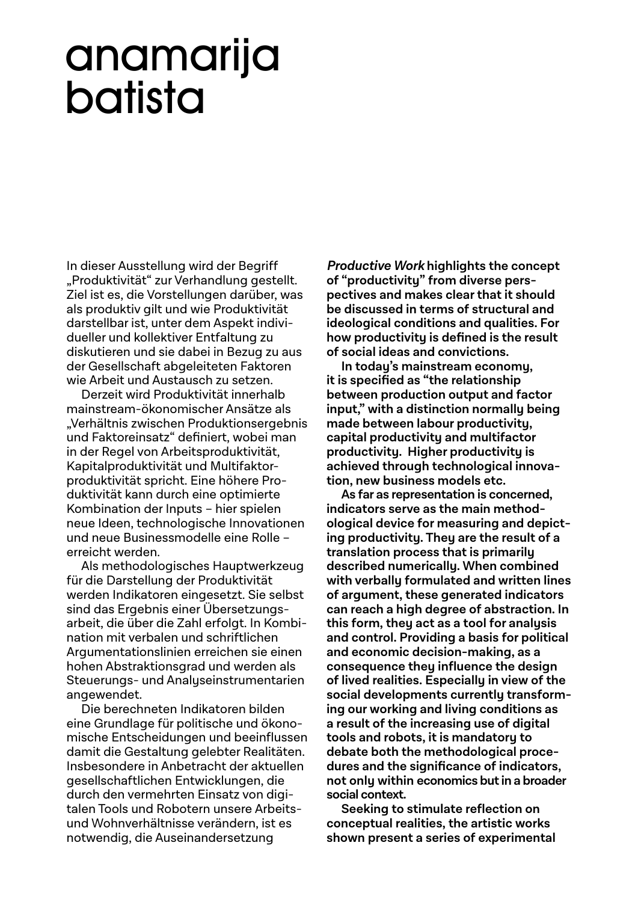# anamarija batista

In dieser Ausstellung wird der Begriff „Produktivität" zur Verhandlung gestellt. Ziel ist es, die Vorstellungen darüber, was als produktiv gilt und wie Produktivität darstellbar ist, unter dem Aspekt individueller und kollektiver Entfaltung zu diskutieren und sie dabei in Bezug zu aus der Gesellschaft abgeleiteten Faktoren wie Arbeit und Austausch zu setzen.

Derzeit wird Produktivität innerhalb mainstream-ökonomischer Ansätze als „Verhältnis zwischen Produktionsergebnis und Faktoreinsatz" definiert, wobei man in der Regel von Arbeitsproduktivität, Kapitalproduktivität und Multifaktorproduktivität spricht. Eine höhere Produktivität kann durch eine optimierte Kombination der Inputs – hier spielen neue Ideen, technologische Innovationen und neue Businessmodelle eine Rolle – erreicht werden.

Als methodologisches Hauptwerkzeug für die Darstellung der Produktivität werden Indikatoren eingesetzt. Sie selbst sind das Ergebnis einer Übersetzungsarbeit, die über die Zahl erfolgt. In Kombination mit verbalen und schriftlichen Argumentationslinien erreichen sie einen hohen Abstraktionsgrad und werden als Steuerungs- und Analyseinstrumentarien angewendet.

Die berechneten Indikatoren bilden eine Grundlage für politische und ökonomische Entscheidungen und beeinflussen damit die Gestaltung gelebter Realitäten. Insbesondere in Anbetracht der aktuellen gesellschaftlichen Entwicklungen, die durch den vermehrten Einsatz von digitalen Tools und Robotern unsere Arbeits- und Wohnverhältnisse verändern, ist es notwendig, die Auseinandersetzung

***Productive Work*** **highlights the concept of "productivity" from diverse perspectives and makes clear that it should be discussed in terms of structural and ideological conditions and qualities. For how productivity is defined is the result of social ideas and convictions.**

**In today's mainstream economy, it is specified as "the relationship between production output and factor input," with a distinction normally being made between labour productivity, capital productivity and multifactor productivity. Higher productivity is achieved through technological innovation, new business models etc.**

**As far as representation is concerned, indicators serve as the main methodological device for measuring and depicting productivity. They are the result of a translation process that is primarily described numerically. When combined with verbally formulated and written lines of argument, these generated indicators can reach a high degree of abstraction. In this form, they act as a tool for analysis and control. Providing a basis for political and economic decision-making, as a consequence they influence the design of lived realities. Especially in view of the social developments currently transforming our working and living conditions as a result of the increasing use of digital tools and robots, it is mandatory to debate both the methodological procedures and the significance of indicators, not only within economics but in a broader social context.**

**Seeking to stimulate reflection on conceptual realities, the artistic works shown present a series of experimental**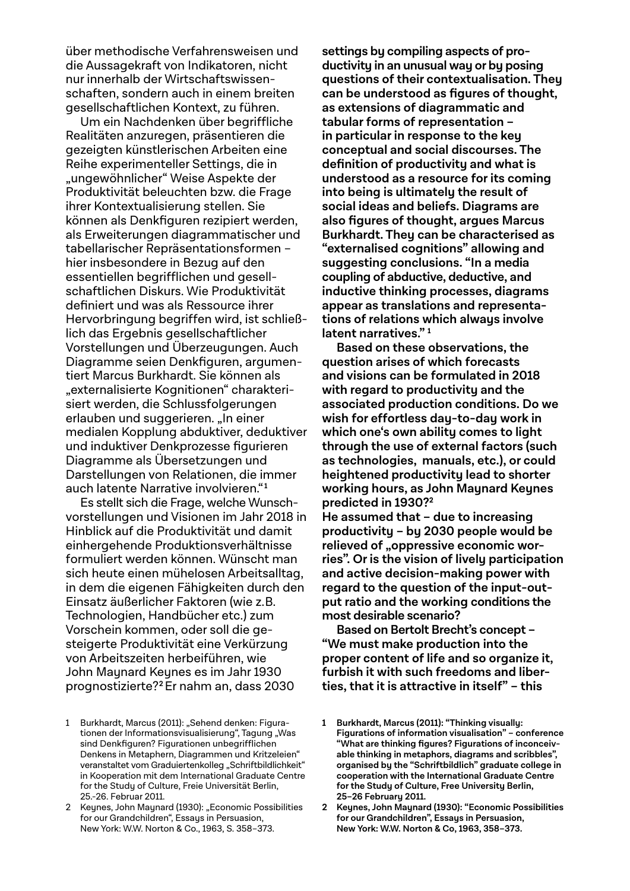über methodische Verfahrensweisen und die Aussagekraft von Indikatoren, nicht nur innerhalb der Wirtschaftswissenschaften, sondern auch in einem breiten gesellschaftlichen Kontext, zu führen.

Um ein Nachdenken über begriffliche Realitäten anzuregen, präsentieren die gezeigten künstlerischen Arbeiten eine Reihe experimenteller Settings, die in „ungewöhnlicher" Weise Aspekte der Produktivität beleuchten bzw. die Frage ihrer Kontextualisierung stellen. Sie können als Denkfiguren rezipiert werden, als Erweiterungen diagrammatischer und tabellarischer Repräsentationsformen – hier insbesondere in Bezug auf den essentiellen begrifflichen und gesellschaftlichen Diskurs. Wie Produktivität definiert und was als Ressource ihrer Hervorbringung begriffen wird, ist schließlich das Ergebnis gesellschaftlicher Vorstellungen und Überzeugungen. Auch Diagramme seien Denkfiguren, argumentiert Marcus Burkhardt. Sie können als „externalisierte Kognitionen" charakterisiert werden, die Schlussfolgerungen erlauben und suggerieren. „In einer medialen Kopplung abduktiver, deduktiver und induktiver Denkprozesse figurieren Diagramme als Übersetzungen und Darstellungen von Relationen, die immer auch latente Narrative involvieren."[1]

Es stellt sich die Frage, welche Wunschvorstellungen und Visionen im Jahr 2018 in Hinblick auf die Produktivität und damit einhergehende Produktionsverhältnisse formuliert werden können. Wünscht man sich heute einen mühelosen Arbeitsalltag, in dem die eigenen Fähigkeiten durch den Einsatz äußerlicher Faktoren (wie z.B. Technologien, Handbücher etc.) zum Vorschein kommen, oder soll die gesteigerte Produktivität eine Verkürzung von Arbeitszeiten herbeiführen, wie John Maynard Keynes es im Jahr 1930 prognostizierte?[2] Er nahm an, dass 2030

1 Burkhardt, Marcus (2011): „Sehend denken: Figurationen der Informationsvisualisierung", Tagung „Was sind Denkfiguren? Figurationen unbegrifflichen Denkens in Metaphern, Diagrammen und Kritzeleien" veranstaltet vom Graduiertenkolleg „Schriftbildlichkeit" in Kooperation mit dem International Graduate Centre for the Study of Culture, Freie Universität Berlin, 25.-26. Februar 2011.

2 Keynes, John Maynard (1930): „Economic Possibilities for our Grandchildren", Essays in Persuasion, New York: W.W. Norton & Co., 1963, S. 358–373.

**settings by compiling aspects of productivity in an unusual way or by posing questions of their contextualisation. They can be understood as figures of thought, as extensions of diagrammatic and tabular forms of representation – in particular in response to the key conceptual and social discourses. The definition of productivity and what is understood as a resource for its coming into being is ultimately the result of social ideas and beliefs. Diagrams are also figures of thought, argues Marcus Burkhardt. They can be characterised as "externalised cognitions" allowing and suggesting conclusions. "In a media coupling of abductive, deductive, and inductive thinking processes, diagrams appear as translations and representations of relations which always involve latent narratives."[1]**

**Based on these observations, the question arises of which forecasts and visions can be formulated in 2018 with regard to productivity and the associated production conditions. Do we wish for effortless day-to-day work in which one's own ability comes to light through the use of external factors (such as technologies, manuals, etc.), or could heightened productivity lead to shorter working hours, as John Maynard Keynes predicted in 1930?[2]**
**He assumed that – due to increasing productivity – by 2030 people would be relieved of „oppressive economic worries". Or is the vision of lively participation and active decision-making power with regard to the question of the input-output ratio and the working conditions the most desirable scenario?**

**Based on Bertolt Brecht's concept – "We must make production into the proper content of life and so organize it, furbish it with such freedoms and liberties, that it is attractive in itself" – this**

**1 Burkhardt, Marcus (2011): "Thinking visually: Figurations of information visualisation" – conference "What are thinking figures? Figurations of inconceivable thinking in metaphors, diagrams and scribbles", organised by the "Schriftbildlich" graduate college in cooperation with the International Graduate Centre for the Study of Culture, Free University Berlin, 25–26 February 2011.**

**2 Keynes, John Maynard (1930): "Economic Possibilities for our Grandchildren", Essays in Persuasion, New York: W.W. Norton & Co, 1963, 358–373.**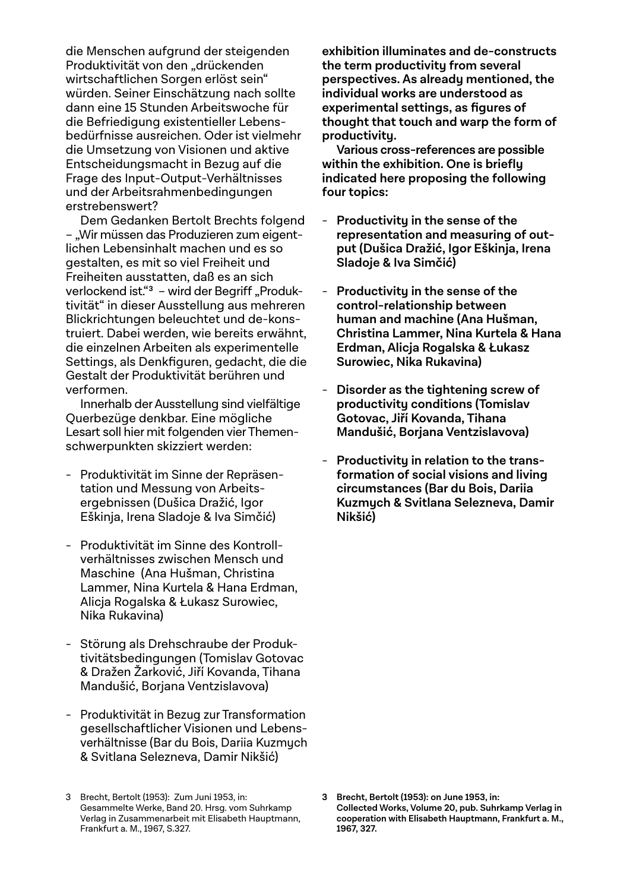die Menschen aufgrund der steigenden Produktivität von den „drückenden wirtschaftlichen Sorgen erlöst sein" würden. Seiner Einschätzung nach sollte dann eine 15 Stunden Arbeitswoche für die Befriedigung existentieller Lebensbedürfnisse ausreichen. Oder ist vielmehr die Umsetzung von Visionen und aktive Entscheidungsmacht in Bezug auf die Frage des Input-Output-Verhältnisses und der Arbeitsrahmenbedingungen erstrebenswert?

Dem Gedanken Bertolt Brechts folgend – „Wir müssen das Produzieren zum eigentlichen Lebensinhalt machen und es so gestalten, es mit so viel Freiheit und Freiheiten ausstatten, daß es an sich verlockend ist."[3] – wird der Begriff „Produktivität" in dieser Ausstellung aus mehreren Blickrichtungen beleuchtet und de-konstruiert. Dabei werden, wie bereits erwähnt, die einzelnen Arbeiten als experimentelle Settings, als Denkfiguren, gedacht, die die Gestalt der Produktivität berühren und verformen.

Innerhalb der Ausstellung sind vielfältige Querbezüge denkbar. Eine mögliche Lesart soll hier mit folgenden vier Themenschwerpunkten skizziert werden:

- Produktivität im Sinne der Repräsentation und Messung von Arbeitsergebnissen (Dušica Dražić, Igor Eškinja, Irena Sladoje & Iva Simčić)
- Produktivität im Sinne des Kontrollverhältnisses zwischen Mensch und Maschine (Ana Hušman, Christina Lammer, Nina Kurtela & Hana Erdman, Alicja Rogalska & Łukasz Surowiec, Nika Rukavina)
- Störung als Drehschraube der Produktivitätsbedingungen (Tomislav Gotovac & Dražen Žarković, Jiří Kovanda, Tihana Mandušić, Borjana Ventzislavova)
- Produktivität in Bezug zur Transformation gesellschaftlicher Visionen und Lebensverhältnisse (Bar du Bois, Dariia Kuzmych & Svitlana Selezneva, Damir Nikšić)

3 Brecht, Bertolt (1953): Zum Juni 1953, in: Gesammelte Werke, Band 20. Hrsg. vom Suhrkamp Verlag in Zusammenarbeit mit Elisabeth Hauptmann, Frankfurt a. M., 1967, S.327.

**exhibition illuminates and de-constructs the term productivity from several perspectives. As already mentioned, the individual works are understood as experimental settings, as figures of thought that touch and warp the form of productivity.**

**Various cross-references are possible within the exhibition. One is briefly indicated here proposing the following four topics:**

- **Productivity in the sense of the representation and measuring of output (Dušica Dražić, Igor Eškinja, Irena Sladoje & Iva Simčić)**
- **Productivity in the sense of the control-relationship between human and machine (Ana Hušman, Christina Lammer, Nina Kurtela & Hana Erdman, Alicja Rogalska & Łukasz Surowiec, Nika Rukavina)**
- **Disorder as the tightening screw of productivity conditions (Tomislav Gotovac, Jiří Kovanda, Tihana Mandušić, Borjana Ventzislavova)**
- **Productivity in relation to the transformation of social visions and living circumstances (Bar du Bois, Dariia Kuzmych & Svitlana Selezneva, Damir Nikšić)**

**3 Brecht, Bertolt (1953): on June 1953, in: Collected Works, Volume 20, pub. Suhrkamp Verlag in cooperation with Elisabeth Hauptmann, Frankfurt a. M., 1967, 327.**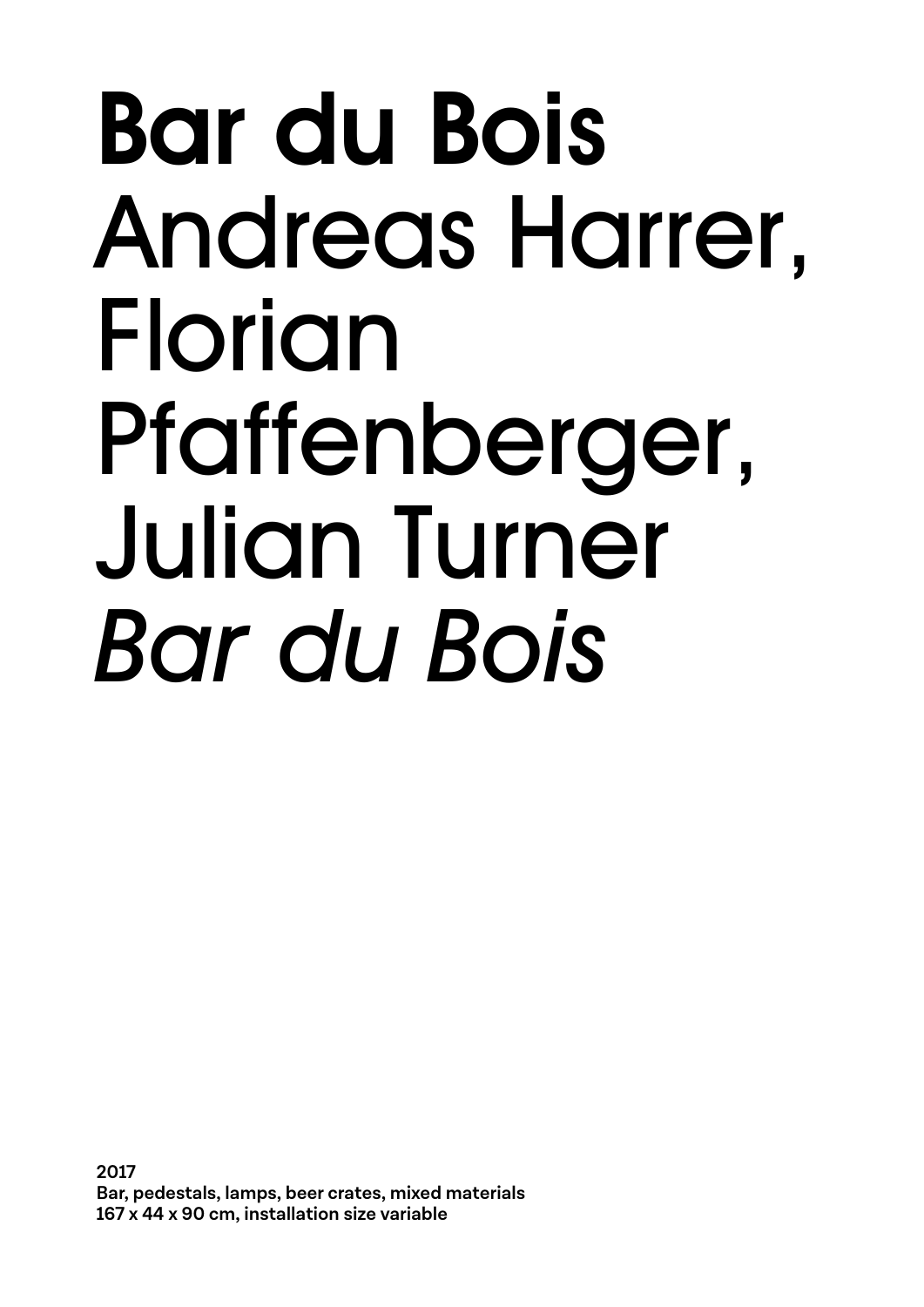# Bar du Bois

Andreas Harrer, Florian Pfaffenberger, Julian Turner

*Bar du Bois*

**2017**
**Bar, pedestals, lamps, beer crates, mixed materials**
**167 x 44 x 90 cm, installation size variable**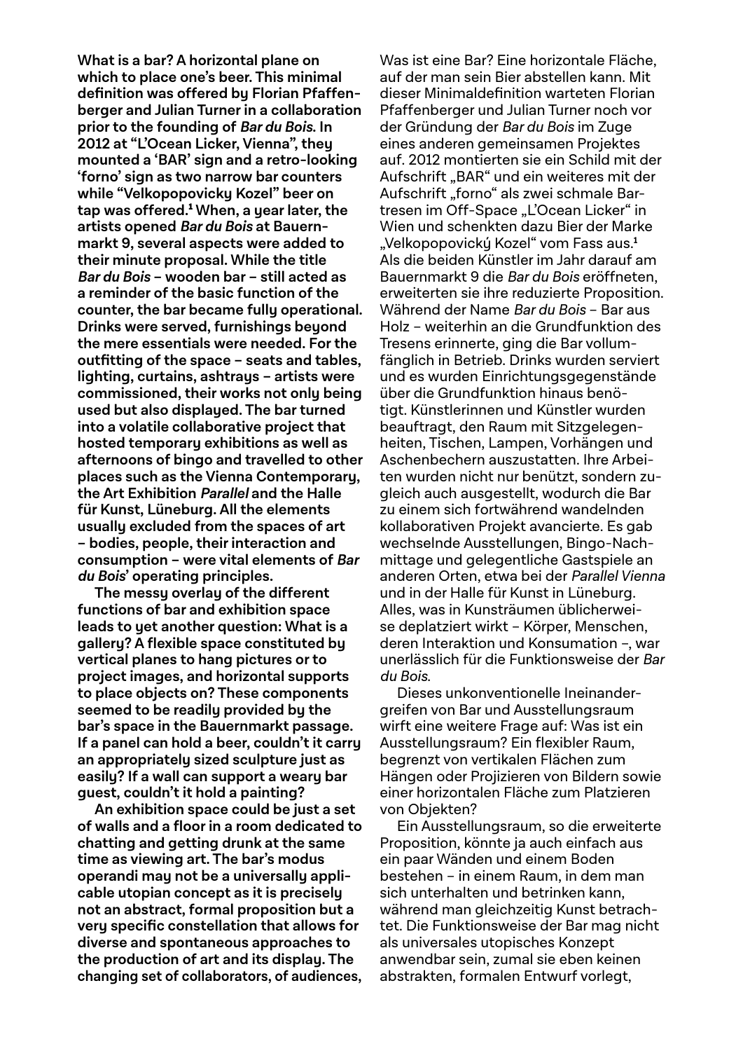**What is a bar? A horizontal plane on which to place one's beer. This minimal definition was offered by Florian Pfaffenberger and Julian Turner in a collaboration prior to the founding of *Bar du Bois.* In 2012 at "L'Ocean Licker, Vienna", they mounted a 'BAR' sign and a retro-looking 'forno' sign as two narrow bar counters while "Velkopopovicky Kozel" beer on tap was offered.[1] When, a year later, the artists opened *Bar du Bois* at Bauernmarkt 9, several aspects were added to their minute proposal. While the title *Bar du Bois* – wooden bar – still acted as a reminder of the basic function of the counter, the bar became fully operational. Drinks were served, furnishings beyond the mere essentials were needed. For the outfitting of the space – seats and tables, lighting, curtains, ashtrays – artists were commissioned, their works not only being used but also displayed. The bar turned into a volatile collaborative project that hosted temporary exhibitions as well as afternoons of bingo and travelled to other places such as the Vienna Contemporary, the Art Exhibition *Parallel* and the Halle für Kunst, Lüneburg. All the elements usually excluded from the spaces of art – bodies, people, their interaction and consumption – were vital elements of *Bar du Bois*' operating principles.**

**The messy overlay of the different functions of bar and exhibition space leads to yet another question: What is a gallery? A flexible space constituted by vertical planes to hang pictures or to project images, and horizontal supports to place objects on? These components seemed to be readily provided by the bar's space in the Bauernmarkt passage. If a panel can hold a beer, couldn't it carry an appropriately sized sculpture just as easily? If a wall can support a weary bar guest, couldn't it hold a painting?**

**An exhibition space could be just a set of walls and a floor in a room dedicated to chatting and getting drunk at the same time as viewing art. The bar's modus operandi may not be a universally applicable utopian concept as it is precisely not an abstract, formal proposition but a very specific constellation that allows for diverse and spontaneous approaches to the production of art and its display. The changing set of collaborators, of audiences,**

Was ist eine Bar? Eine horizontale Fläche, auf der man sein Bier abstellen kann. Mit dieser Minimaldefinition warteten Florian Pfaffenberger und Julian Turner noch vor der Gründung der *Bar du Bois* im Zuge eines anderen gemeinsamen Projektes auf. 2012 montierten sie ein Schild mit der Aufschrift „BAR" und ein weiteres mit der Aufschrift „forno" als zwei schmale Bartresen im Off-Space „L'Ocean Licker" in Wien und schenkten dazu Bier der Marke „Velkopopovický Kozel" vom Fass aus.[1] Als die beiden Künstler im Jahr darauf am Bauernmarkt 9 die *Bar du Bois* eröffneten, erweiterten sie ihre reduzierte Proposition. Während der Name *Bar du Bois* – Bar aus Holz – weiterhin an die Grundfunktion des Tresens erinnerte, ging die Bar vollumfänglich in Betrieb. Drinks wurden serviert und es wurden Einrichtungsgegenstände über die Grundfunktion hinaus benötigt. Künstlerinnen und Künstler wurden beauftragt, den Raum mit Sitzgelegenheiten, Tischen, Lampen, Vorhängen und Aschenbechern auszustatten. Ihre Arbeiten wurden nicht nur benützt, sondern zugleich auch ausgestellt, wodurch die Bar zu einem sich fortwährend wandelnden kollaborativen Projekt avancierte. Es gab wechselnde Ausstellungen, Bingo-Nachmittage und gelegentliche Gastspiele an anderen Orten, etwa bei der *Parallel Vienna* und in der Halle für Kunst in Lüneburg. Alles, was in Kunsträumen üblicherweise deplatziert wirkt – Körper, Menschen, deren Interaktion und Konsumation –, war unerlässlich für die Funktionsweise der *Bar du Bois*.

Dieses unkonventionelle Ineinandergreifen von Bar und Ausstellungsraum wirft eine weitere Frage auf: Was ist ein Ausstellungsraum? Ein flexibler Raum, begrenzt von vertikalen Flächen zum Hängen oder Projizieren von Bildern sowie einer horizontalen Fläche zum Platzieren von Objekten?

Ein Ausstellungsraum, so die erweiterte Proposition, könnte ja auch einfach aus ein paar Wänden und einem Boden bestehen – in einem Raum, in dem man sich unterhalten und betrinken kann, während man gleichzeitig Kunst betrachtet. Die Funktionsweise der Bar mag nicht als universales utopisches Konzept anwendbar sein, zumal sie eben keinen abstrakten, formalen Entwurf vorlegt,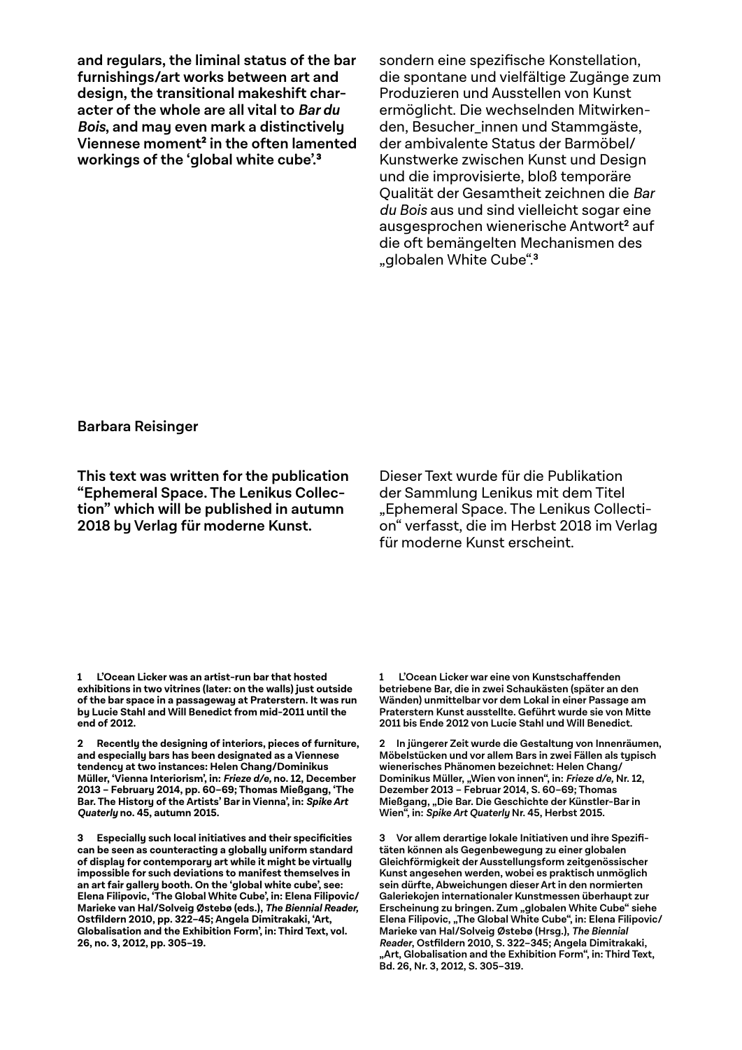**and regulars, the liminal status of the bar furnishings/art works between art and design, the transitional makeshift character of the whole are all vital to *Bar du Bois*, and may even mark a distinctively Viennese moment[2] in the often lamented workings of the 'global white cube'.[3]**

sondern eine spezifische Konstellation, die spontane und vielfältige Zugänge zum Produzieren und Ausstellen von Kunst ermöglicht. Die wechselnden Mitwirkenden, Besucher_innen und Stammgäste, der ambivalente Status der Barmöbel/Kunstwerke zwischen Kunst und Design und die improvisierte, bloß temporäre Qualität der Gesamtheit zeichnen die *Bar du Bois* aus und sind vielleicht sogar eine ausgesprochen wienerische Antwort[2] auf die oft bemängelten Mechanismen des „globalen White Cube".[3]

**Barbara Reisinger**

**This text was written for the publication "Ephemeral Space. The Lenikus Collection" which will be published in autumn 2018 by Verlag für moderne Kunst.**

Dieser Text wurde für die Publikation der Sammlung Lenikus mit dem Titel „Ephemeral Space. The Lenikus Collection" verfasst, die im Herbst 2018 im Verlag für moderne Kunst erscheint.

**1 L'Ocean Licker was an artist-run bar that hosted exhibitions in two vitrines (later: on the walls) just outside of the bar space in a passageway at Praterstern. It was run by Lucie Stahl and Will Benedict from mid-2011 until the end of 2012.**

**2 Recently the designing of interiors, pieces of furniture, and especially bars has been designated as a Viennese tendency at two instances: Helen Chang/Dominikus Müller, 'Vienna Interiorism', in: *Frieze d/e,* no. 12, December 2013 – February 2014, pp. 60–69; Thomas Mießgang, 'The Bar. The History of the Artists' Bar in Vienna', in: *Spike Art Quaterly* no. 45, autumn 2015.**

**3 Especially such local initiatives and their specificities can be seen as counteracting a globally uniform standard of display for contemporary art while it might be virtually impossible for such deviations to manifest themselves in an art fair gallery booth. On the 'global white cube', see: Elena Filipovic, 'The Global White Cube', in: Elena Filipovic/Marieke van Hal/Solveig Østebø (eds.), *The Biennial Reader,* Ostfildern 2010, pp. 322–45; Angela Dimitrakaki, 'Art, Globalisation and the Exhibition Form', in: Third Text, vol. 26, no. 3, 2012, pp. 305–19.**

**1 L'Ocean Licker war eine von Kunstschaffenden betriebene Bar, die in zwei Schaukästen (später an den Wänden) unmittelbar vor dem Lokal in einer Passage am Praterstern Kunst ausstellte. Geführt wurde sie von Mitte 2011 bis Ende 2012 von Lucie Stahl und Will Benedict.**

**2 In jüngerer Zeit wurde die Gestaltung von Innenräumen, Möbelstücken und vor allem Bars in zwei Fällen als typisch wienerisches Phänomen bezeichnet: Helen Chang/Dominikus Müller, „Wien von innen", in: *Frieze d/e,* Nr. 12, Dezember 2013 – Februar 2014, S. 60–69; Thomas Mießgang, „Die Bar. Die Geschichte der Künstler-Bar in Wien", in: *Spike Art Quaterly* Nr. 45, Herbst 2015.**

**3 Vor allem derartige lokale Initiativen und ihre Spezifitäten können als Gegenbewegung zu einer globalen Gleichförmigkeit der Ausstellungsform zeitgenössischer Kunst angesehen werden, wobei es praktisch unmöglich sein dürfte, Abweichungen dieser Art in den normierten Galeriekojen internationaler Kunstmessen überhaupt zur Erscheinung zu bringen. Zum „globalen White Cube" siehe Elena Filipovic, „The Global White Cube", in: Elena Filipovic/Marieke van Hal/Solveig Østebø (Hrsg.), *The Biennial Reader*, Ostfildern 2010, S. 322–345; Angela Dimitrakaki, „Art, Globalisation and the Exhibition Form", in: Third Text, Bd. 26, Nr. 3, 2012, S. 305–319.**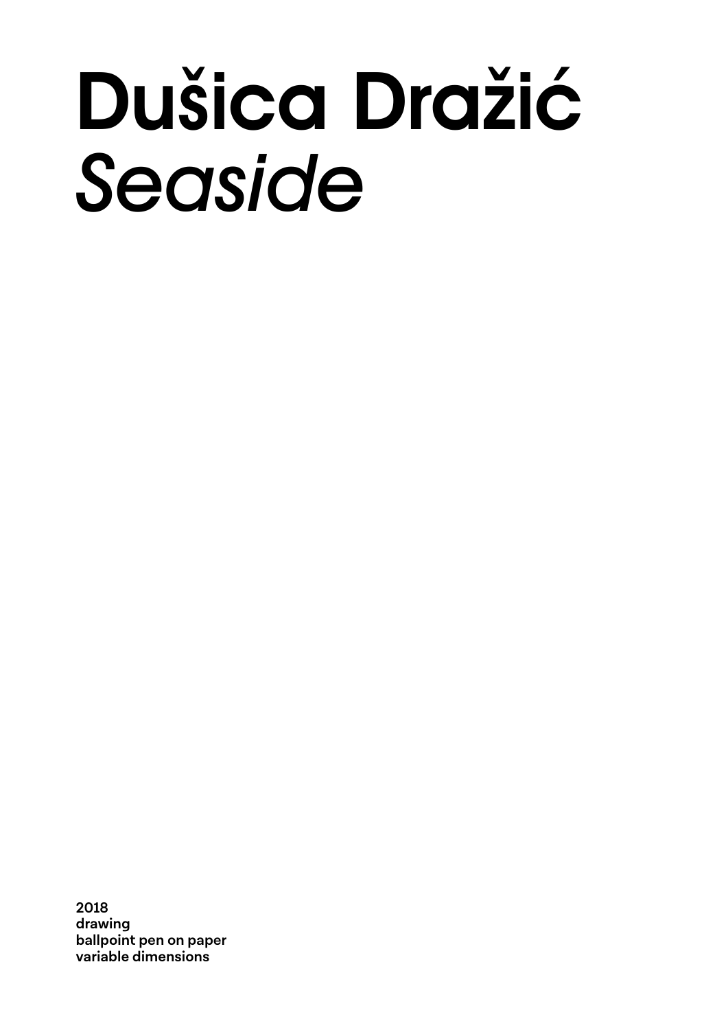# Dušica Dražić
# *Seaside*

**2018**
**drawing**
**ballpoint pen on paper**
**variable dimensions**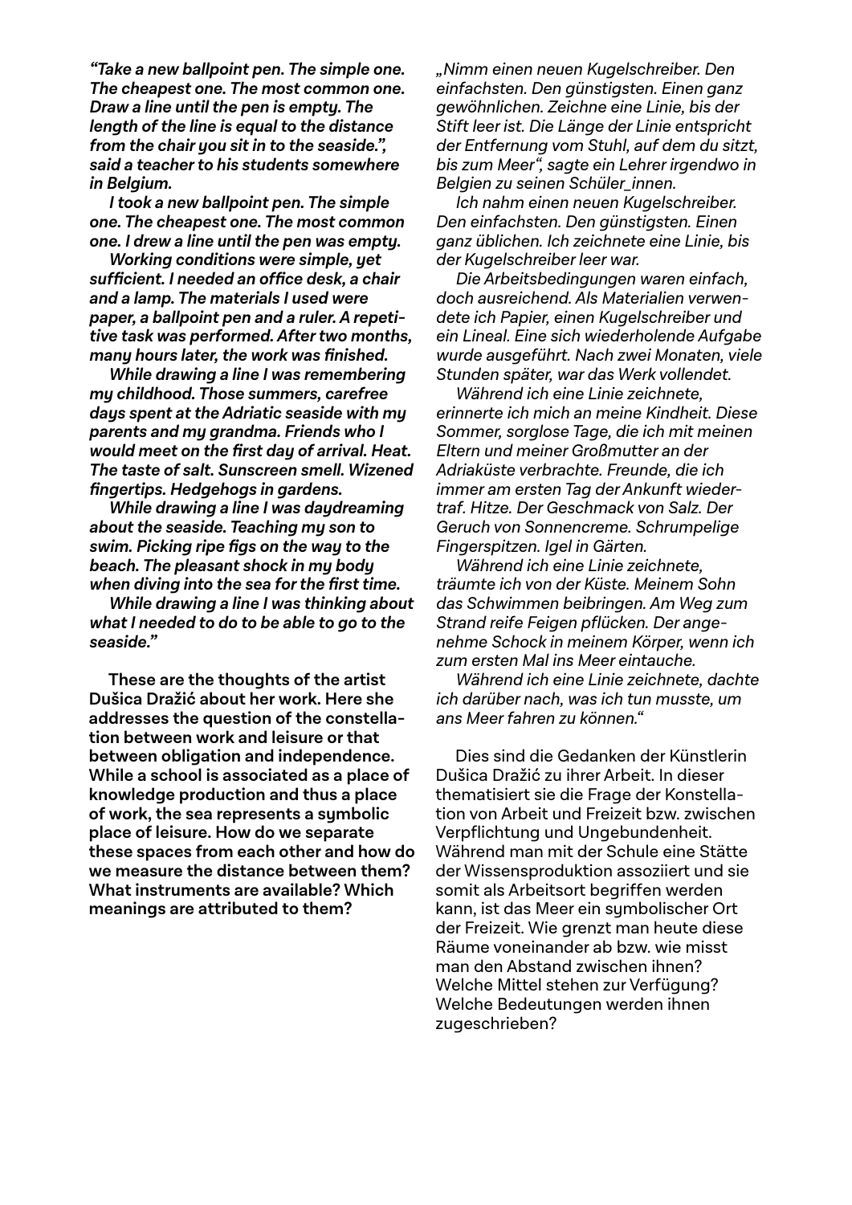***"Take a new ballpoint pen. The simple one. The cheapest one. The most common one. Draw a line until the pen is empty. The length of the line is equal to the distance from the chair you sit in to the seaside.", said a teacher to his students somewhere in Belgium.***

***I took a new ballpoint pen. The simple one. The cheapest one. The most common one. I drew a line until the pen was empty.***

***Working conditions were simple, yet sufficient. I needed an office desk, a chair and a lamp. The materials I used were paper, a ballpoint pen and a ruler. A repetitive task was performed. After two months, many hours later, the work was finished.***

***While drawing a line I was remembering my childhood. Those summers, carefree days spent at the Adriatic seaside with my parents and my grandma. Friends who I would meet on the first day of arrival. Heat. The taste of salt. Sunscreen smell. Wizened fingertips. Hedgehogs in gardens.***

***While drawing a line I was daydreaming about the seaside. Teaching my son to swim. Picking ripe figs on the way to the beach. The pleasant shock in my body when diving into the sea for the first time.***

***While drawing a line I was thinking about what I needed to do to be able to go to the seaside."***

**These are the thoughts of the artist Dušica Dražić about her work. Here she addresses the question of the constellation between work and leisure or that between obligation and independence. While a school is associated as a place of knowledge production and thus a place of work, the sea represents a symbolic place of leisure. How do we separate these spaces from each other and how do we measure the distance between them? What instruments are available? Which meanings are attributed to them?**

*„Nimm einen neuen Kugelschreiber. Den einfachsten. Den günstigsten. Einen ganz gewöhnlichen. Zeichne eine Linie, bis der Stift leer ist. Die Länge der Linie entspricht der Entfernung vom Stuhl, auf dem du sitzt, bis zum Meer", sagte ein Lehrer irgendwo in Belgien zu seinen Schüler_innen.*

*Ich nahm einen neuen Kugelschreiber. Den einfachsten. Den günstigsten. Einen ganz üblichen. Ich zeichnete eine Linie, bis der Kugelschreiber leer war.*

*Die Arbeitsbedingungen waren einfach, doch ausreichend. Als Materialien verwendete ich Papier, einen Kugelschreiber und ein Lineal. Eine sich wiederholende Aufgabe wurde ausgeführt. Nach zwei Monaten, viele Stunden später, war das Werk vollendet.*

*Während ich eine Linie zeichnete, erinnerte ich mich an meine Kindheit. Diese Sommer, sorglose Tage, die ich mit meinen Eltern und meiner Großmutter an der Adriaküste verbrachte. Freunde, die ich immer am ersten Tag der Ankunft wiedertraf. Hitze. Der Geschmack von Salz. Der Geruch von Sonnencreme. Schrumpelige Fingerspitzen. Igel in Gärten.*

*Während ich eine Linie zeichnete, träumte ich von der Küste. Meinem Sohn das Schwimmen beibringen. Am Weg zum Strand reife Feigen pflücken. Der angenehme Schock in meinem Körper, wenn ich zum ersten Mal ins Meer eintauche.*

*Während ich eine Linie zeichnete, dachte ich darüber nach, was ich tun musste, um ans Meer fahren zu können."*

Dies sind die Gedanken der Künstlerin Dušica Dražić zu ihrer Arbeit. In dieser thematisiert sie die Frage der Konstellation von Arbeit und Freizeit bzw. zwischen Verpflichtung und Ungebundenheit. Während man mit der Schule eine Stätte der Wissensproduktion assoziiert und sie somit als Arbeitsort begriffen werden kann, ist das Meer ein symbolischer Ort der Freizeit. Wie grenzt man heute diese Räume voneinander ab bzw. wie misst man den Abstand zwischen ihnen? Welche Mittel stehen zur Verfügung? Welche Bedeutungen werden ihnen zugeschrieben?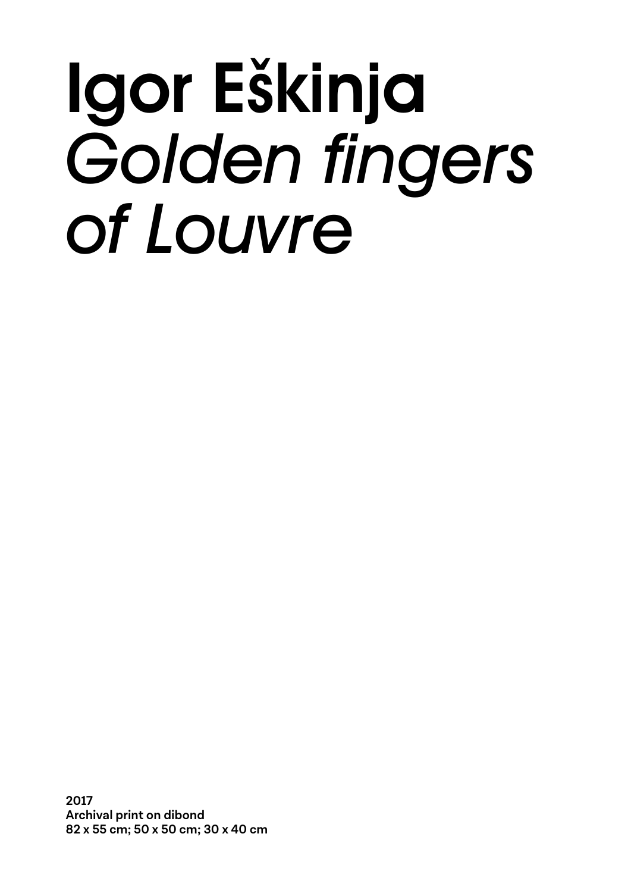# Igor Eškinja
# *Golden fingers of Louvre*

**2017**
**Archival print on dibond**
**82 x 55 cm; 50 x 50 cm; 30 x 40 cm**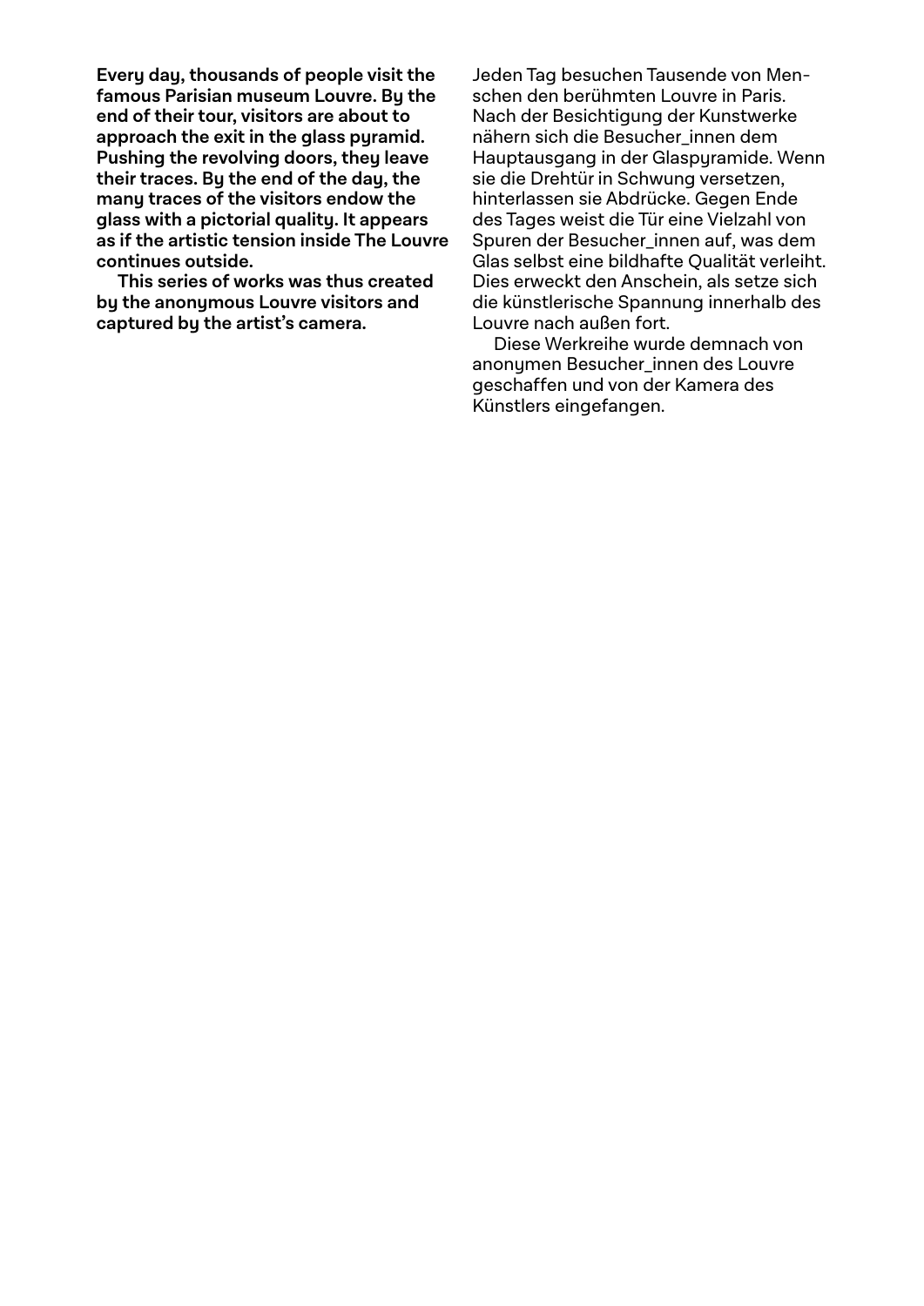**Every day, thousands of people visit the famous Parisian museum Louvre. By the end of their tour, visitors are about to approach the exit in the glass pyramid. Pushing the revolving doors, they leave their traces. By the end of the day, the many traces of the visitors endow the glass with a pictorial quality. It appears as if the artistic tension inside The Louvre continues outside.**

**This series of works was thus created by the anonymous Louvre visitors and captured by the artist's camera.**

Jeden Tag besuchen Tausende von Menschen den berühmten Louvre in Paris. Nach der Besichtigung der Kunstwerke nähern sich die Besucher_innen dem Hauptausgang in der Glaspyramide. Wenn sie die Drehtür in Schwung versetzen, hinterlassen sie Abdrücke. Gegen Ende des Tages weist die Tür eine Vielzahl von Spuren der Besucher_innen auf, was dem Glas selbst eine bildhafte Qualität verleiht. Dies erweckt den Anschein, als setze sich die künstlerische Spannung innerhalb des Louvre nach außen fort.

Diese Werkreihe wurde demnach von anonymen Besucher_innen des Louvre geschaffen und von der Kamera des Künstlers eingefangen.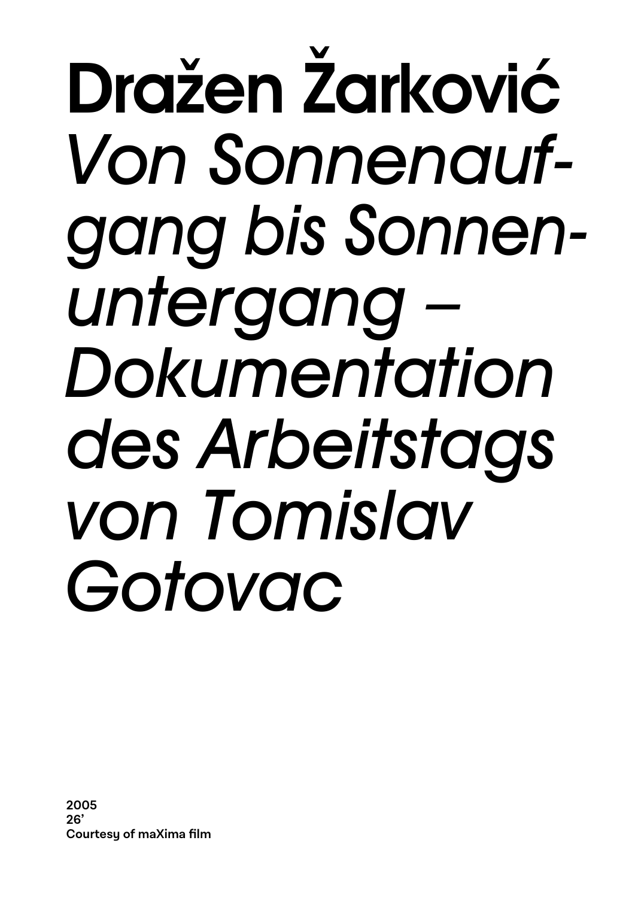# Dražen Žarković

# *Von Sonnenaufgang bis Sonnenuntergang – Dokumentation des Arbeitstags von Tomislav Gotovac*

**2005**
**26'**
**Courtesy of maXima film**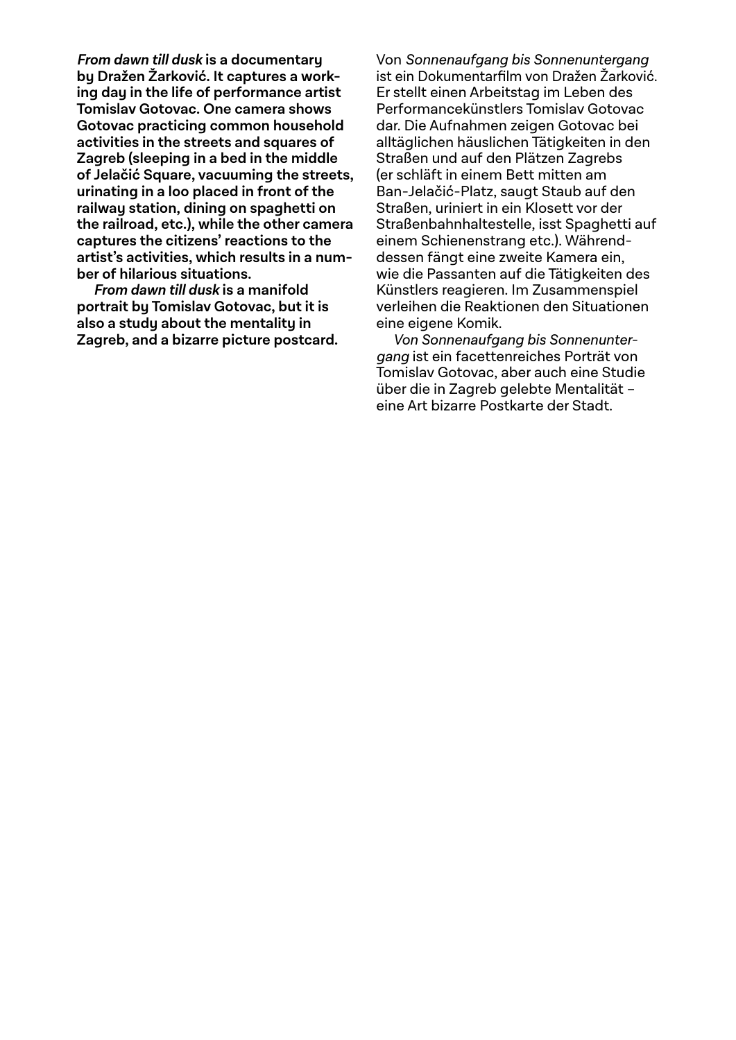***From dawn till dusk* is a documentary by Dražen Žarković. It captures a working day in the life of performance artist Tomislav Gotovac. One camera shows Gotovac practicing common household activities in the streets and squares of Zagreb (sleeping in a bed in the middle of Jelačić Square, vacuuming the streets, urinating in a loo placed in front of the railway station, dining on spaghetti on the railroad, etc.), while the other camera captures the citizens' reactions to the artist's activities, which results in a number of hilarious situations.**

***From dawn till dusk* is a manifold portrait by Tomislav Gotovac, but it is also a study about the mentality in Zagreb, and a bizarre picture postcard.**

Von *Sonnenaufgang bis Sonnenuntergang* ist ein Dokumentarfilm von Dražen Žarković. Er stellt einen Arbeitstag im Leben des Performancekünstlers Tomislav Gotovac dar. Die Aufnahmen zeigen Gotovac bei alltäglichen häuslichen Tätigkeiten in den Straßen und auf den Plätzen Zagrebs (er schläft in einem Bett mitten am Ban-Jelačić-Platz, saugt Staub auf den Straßen, uriniert in ein Klosett vor der Straßenbahnhaltestelle, isst Spaghetti auf einem Schienenstrang etc.). Währenddessen fängt eine zweite Kamera ein, wie die Passanten auf die Tätigkeiten des Künstlers reagieren. Im Zusammenspiel verleihen die Reaktionen den Situationen eine eigene Komik.

*Von Sonnenaufgang bis Sonnenuntergang* ist ein facettenreiches Porträt von Tomislav Gotovac, aber auch eine Studie über die in Zagreb gelebte Mentalität – eine Art bizarre Postkarte der Stadt.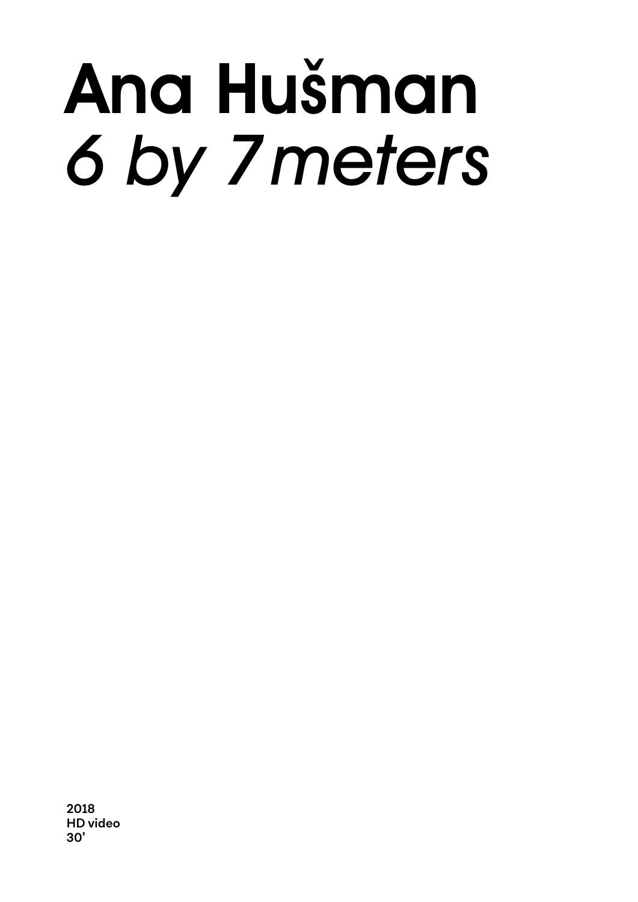# Ana Hušman
# *6 by 7 meters*

**2018**
**HD video**
**30'**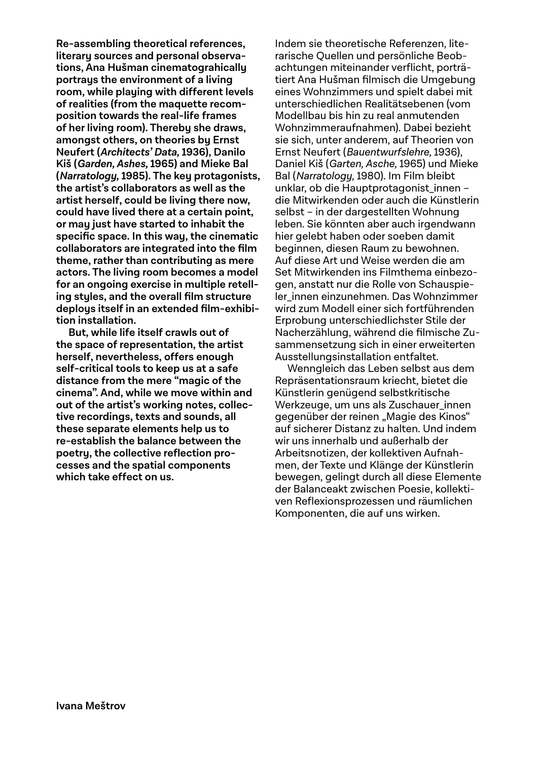**Re-assembling theoretical references, literary sources and personal observations, Ana Hušman cinematograhically portrays the environment of a living room, while playing with different levels of realities (from the maquette recomposition towards the real-life frames of her living room). Thereby she draws, amongst others, on theories by Ernst Neufert (*Architects' Data,* 1936), Danilo Kiš (*Garden, Ashes,* 1965) and Mieke Bal (*Narratology,* 1985). The key protagonists, the artist's collaborators as well as the artist herself, could be living there now, could have lived there at a certain point, or may just have started to inhabit the specific space. In this way, the cinematic collaborators are integrated into the film theme, rather than contributing as mere actors. The living room becomes a model for an ongoing exercise in multiple retelling styles, and the overall film structure deploys itself in an extended film-exhibition installation.**

**But, while life itself crawls out of the space of representation, the artist herself, nevertheless, offers enough self-critical tools to keep us at a safe distance from the mere "magic of the cinema". And, while we move within and out of the artist's working notes, collective recordings, texts and sounds, all these separate elements help us to re-establish the balance between the poetry, the collective reflection processes and the spatial components which take effect on us.**

Indem sie theoretische Referenzen, literarische Quellen und persönliche Beobachtungen miteinander verflicht, porträtiert Ana Hušman filmisch die Umgebung eines Wohnzimmers und spielt dabei mit unterschiedlichen Realitätsebenen (vom Modellbau bis hin zu real anmutenden Wohnzimmeraufnahmen). Dabei bezieht sie sich, unter anderem, auf Theorien von Ernst Neufert (*Bauentwurfslehre,* 1936), Daniel Kiš (*Garten, Asche,* 1965) und Mieke Bal (*Narratology,* 1980). Im Film bleibt unklar, ob die Hauptprotagonist_innen – die Mitwirkenden oder auch die Künstlerin selbst – in der dargestellten Wohnung leben. Sie könnten aber auch irgendwann hier gelebt haben oder soeben damit beginnen, diesen Raum zu bewohnen. Auf diese Art und Weise werden die am Set Mitwirkenden ins Filmthema einbezogen, anstatt nur die Rolle von Schauspieler_innen einzunehmen. Das Wohnzimmer wird zum Modell einer sich fortführenden Erprobung unterschiedlichster Stile der Nacherzählung, während die filmische Zusammensetzung sich in einer erweiterten Ausstellungsinstallation entfaltet.

Wenngleich das Leben selbst aus dem Repräsentationsraum kriecht, bietet die Künstlerin genügend selbstkritische Werkzeuge, um uns als Zuschauer_innen gegenüber der reinen „Magie des Kinos" auf sicherer Distanz zu halten. Und indem wir uns innerhalb und außerhalb der Arbeitsnotizen, der kollektiven Aufnahmen, der Texte und Klänge der Künstlerin bewegen, gelingt durch all diese Elemente der Balanceakt zwischen Poesie, kollektiven Reflexionsprozessen und räumlichen Komponenten, die auf uns wirken.

**Ivana Meštrov**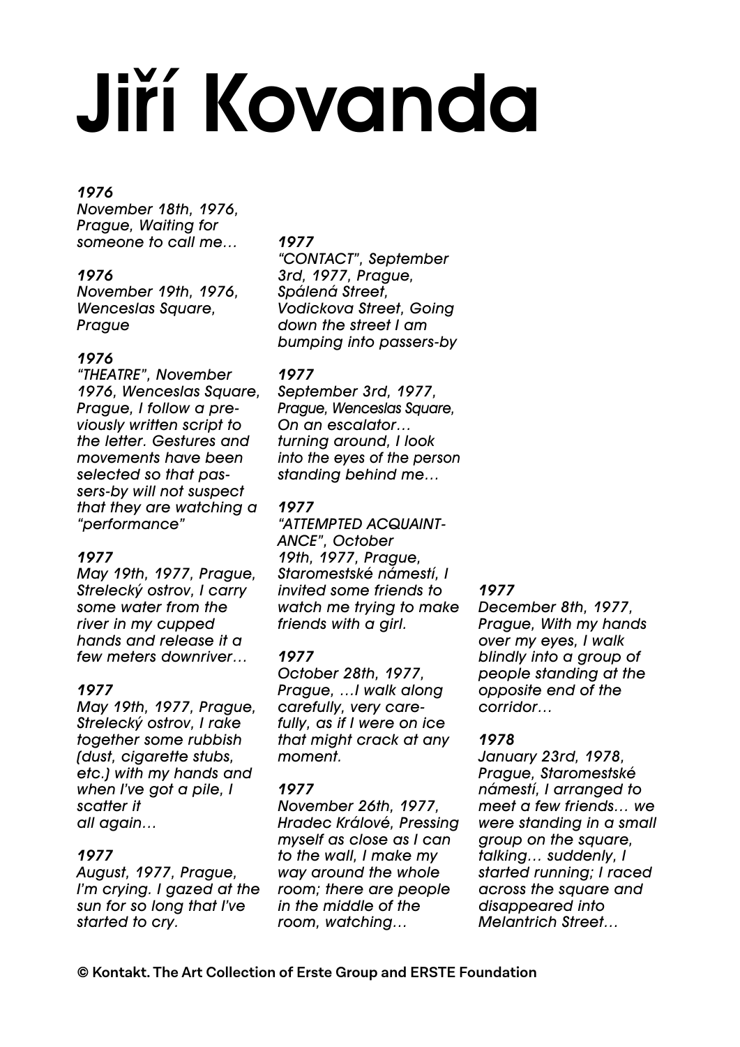# Jiří Kovanda

*1976*
*November 18th, 1976, Prague, Waiting for someone to call me…*

*1976*
*November 19th, 1976, Wenceslas Square, Prague*

*1976*
*"THEATRE", November 1976, Wenceslas Square, Prague, I follow a previously written script to the letter. Gestures and movements have been selected so that passers-by will not suspect that they are watching a "performance"*

*1977*
*May 19th, 1977, Prague, Strelecký ostrov, I carry some water from the river in my cupped hands and release it a few meters downriver…*

*1977*
*May 19th, 1977, Prague, Strelecký ostrov, I rake together some rubbish (dust, cigarette stubs, etc.) with my hands and when I've got a pile, I scatter it all again…*

*1977*
*August, 1977, Prague, I'm crying. I gazed at the sun for so long that I've started to cry.*

*1977*
*"CONTACT", September 3rd, 1977, Prague, Spálená Street, Vodickova Street, Going down the street I am bumping into passers-by*

*1977*
*September 3rd, 1977, Prague, Wenceslas Square, On an escalator… turning around, I look into the eyes of the person standing behind me…*

*1977*
*"ATTEMPTED ACQUAINTANCE", October 19th, 1977, Prague, Staromestské námestí, I invited some friends to watch me trying to make friends with a girl.*

*1977*
*October 28th, 1977, Prague, …I walk along carefully, very carefully, as if I were on ice that might crack at any moment.*

*1977*
*November 26th, 1977, Hradec Králové, Pressing myself as close as I can to the wall, I make my way around the whole room; there are people in the middle of the room, watching…*

*1977*
*December 8th, 1977, Prague, With my hands over my eyes, I walk blindly into a group of people standing at the opposite end of the corridor…*

*1978*
*January 23rd, 1978, Prague, Staromestské námestí, I arranged to meet a few friends… we were standing in a small group on the square, talking… suddenly, I started running; I raced across the square and disappeared into Melantrich Street…*

**© Kontakt. The Art Collection of Erste Group and ERSTE Foundation**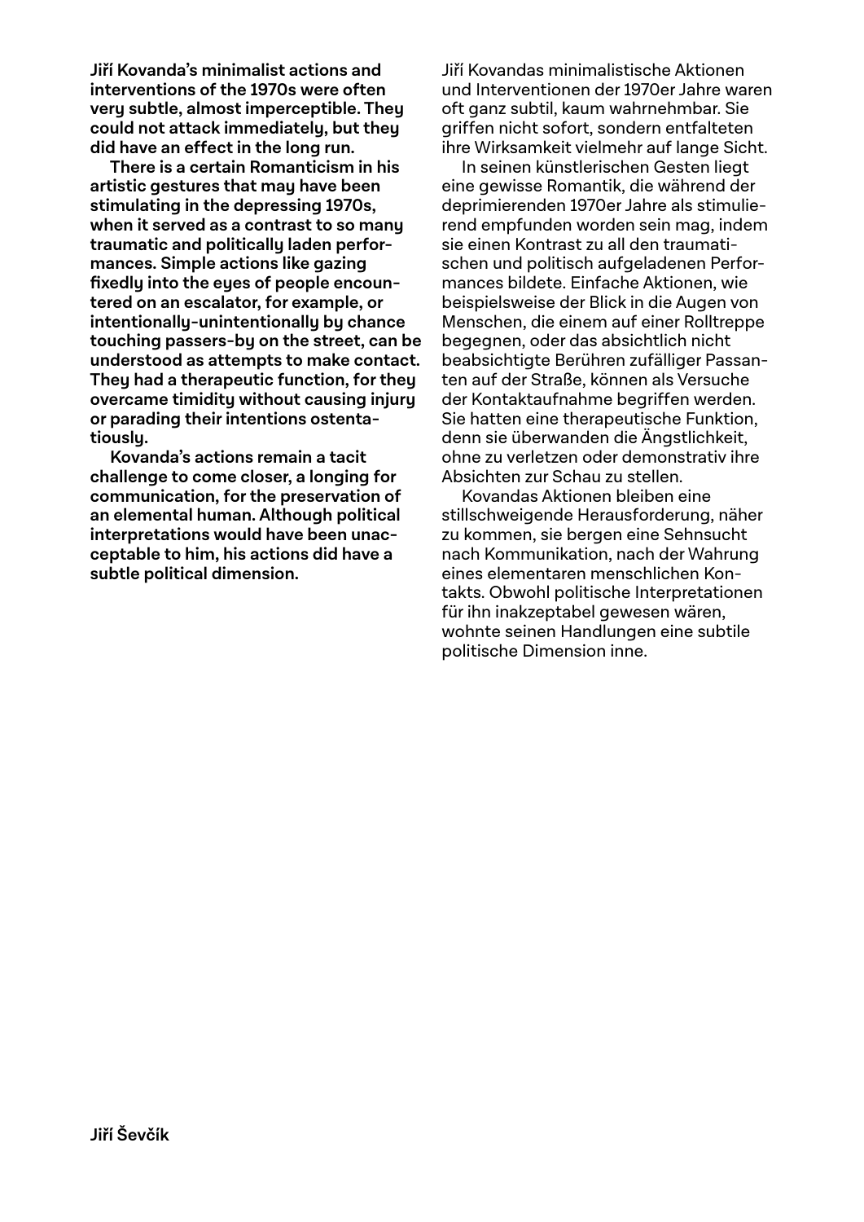**Jiří Kovanda's minimalist actions and interventions of the 1970s were often very subtle, almost imperceptible. They could not attack immediately, but they did have an effect in the long run.**

**There is a certain Romanticism in his artistic gestures that may have been stimulating in the depressing 1970s, when it served as a contrast to so many traumatic and politically laden performances. Simple actions like gazing fixedly into the eyes of people encountered on an escalator, for example, or intentionally-unintentionally by chance touching passers-by on the street, can be understood as attempts to make contact. They had a therapeutic function, for they overcame timidity without causing injury or parading their intentions ostentatiously.**

**Kovanda's actions remain a tacit challenge to come closer, a longing for communication, for the preservation of an elemental human. Although political interpretations would have been unacceptable to him, his actions did have a subtle political dimension.**

Jiří Kovandas minimalistische Aktionen und Interventionen der 1970er Jahre waren oft ganz subtil, kaum wahrnehmbar. Sie griffen nicht sofort, sondern entfalteten ihre Wirksamkeit vielmehr auf lange Sicht.

In seinen künstlerischen Gesten liegt eine gewisse Romantik, die während der deprimierenden 1970er Jahre als stimulierend empfunden worden sein mag, indem sie einen Kontrast zu all den traumatischen und politisch aufgeladenen Performances bildete. Einfache Aktionen, wie beispielsweise der Blick in die Augen von Menschen, die einem auf einer Rolltreppe begegnen, oder das absichtlich nicht beabsichtigte Berühren zufälliger Passanten auf der Straße, können als Versuche der Kontaktaufnahme begriffen werden. Sie hatten eine therapeutische Funktion, denn sie überwanden die Ängstlichkeit, ohne zu verletzen oder demonstrativ ihre Absichten zur Schau zu stellen.

Kovandas Aktionen bleiben eine stillschweigende Herausforderung, näher zu kommen, sie bergen eine Sehnsucht nach Kommunikation, nach der Wahrung eines elementaren menschlichen Kontakts. Obwohl politische Interpretationen für ihn inakzeptabel gewesen wären, wohnte seinen Handlungen eine subtile politische Dimension inne.

**Jiří Ševčík**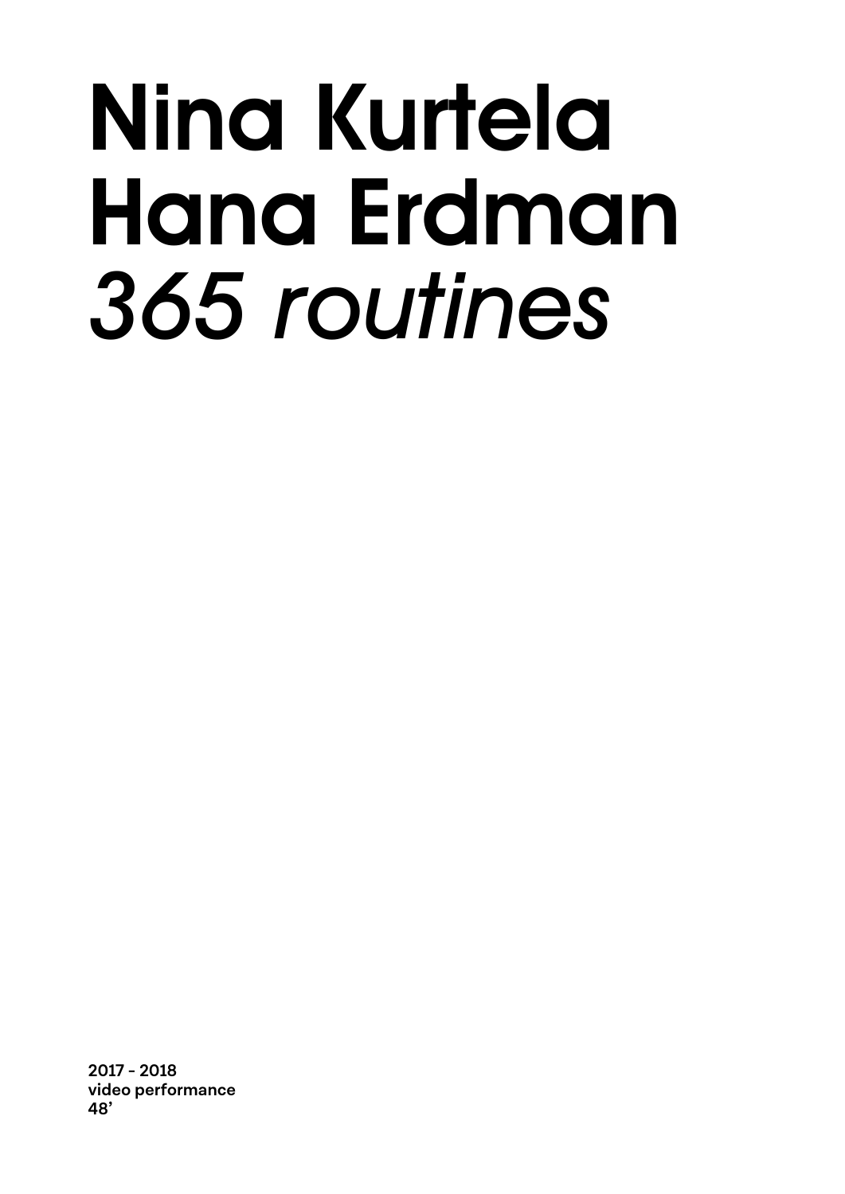# Nina Kurtela
# Hana Erdman
# *365 routines*

**2017 - 2018**
**video performance**
**48’**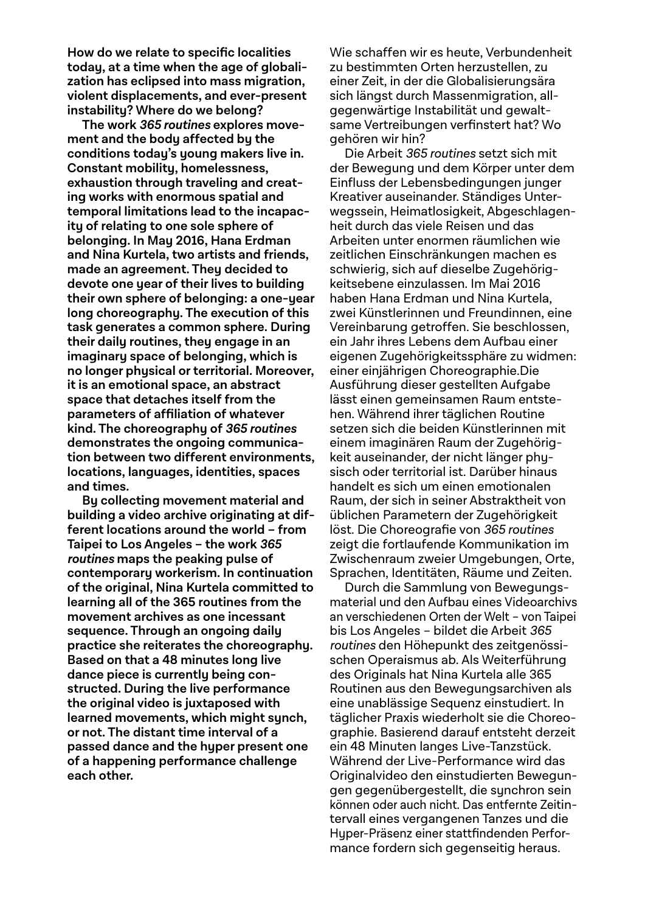**How do we relate to specific localities today, at a time when the age of globalization has eclipsed into mass migration, violent displacements, and ever-present instability? Where do we belong?**

**The work *365 routines* explores movement and the body affected by the conditions today's young makers live in. Constant mobility, homelessness, exhaustion through traveling and creating works with enormous spatial and temporal limitations lead to the incapacity of relating to one sole sphere of belonging. In May 2016, Hana Erdman and Nina Kurtela, two artists and friends, made an agreement. They decided to devote one year of their lives to building their own sphere of belonging: a one-year long choreography. The execution of this task generates a common sphere. During their daily routines, they engage in an imaginary space of belonging, which is no longer physical or territorial. Moreover, it is an emotional space, an abstract space that detaches itself from the parameters of affiliation of whatever kind. The choreography of *365 routines* demonstrates the ongoing communication between two different environments, locations, languages, identities, spaces and times.**

**By collecting movement material and building a video archive originating at different locations around the world – from Taipei to Los Angeles – the work *365 routines* maps the peaking pulse of contemporary workerism. In continuation of the original, Nina Kurtela committed to learning all of the 365 routines from the movement archives as one incessant sequence. Through an ongoing daily practice she reiterates the choreography. Based on that a 48 minutes long live dance piece is currently being constructed. During the live performance the original video is juxtaposed with learned movements, which might synch, or not. The distant time interval of a passed dance and the hyper present one of a happening performance challenge each other.**

Wie schaffen wir es heute, Verbundenheit zu bestimmten Orten herzustellen, zu einer Zeit, in der die Globalisierungsära sich längst durch Massenmigration, allgegenwärtige Instabilität und gewaltsame Vertreibungen verfinstert hat? Wo gehören wir hin?

Die Arbeit *365 routines* setzt sich mit der Bewegung und dem Körper unter dem Einfluss der Lebensbedingungen junger Kreativer auseinander. Ständiges Unterwegssein, Heimatlosigkeit, Abgeschlagenheit durch das viele Reisen und das Arbeiten unter enormen räumlichen wie zeitlichen Einschränkungen machen es schwierig, sich auf dieselbe Zugehörigkeitsebene einzulassen. Im Mai 2016 haben Hana Erdman und Nina Kurtela, zwei Künstlerinnen und Freundinnen, eine Vereinbarung getroffen. Sie beschlossen, ein Jahr ihres Lebens dem Aufbau einer eigenen Zugehörigkeitssphäre zu widmen: einer einjährigen Choreographie.Die Ausführung dieser gestellten Aufgabe lässt einen gemeinsamen Raum entstehen. Während ihrer täglichen Routine setzen sich die beiden Künstlerinnen mit einem imaginären Raum der Zugehörigkeit auseinander, der nicht länger physisch oder territorial ist. Darüber hinaus handelt es sich um einen emotionalen Raum, der sich in seiner Abstraktheit von üblichen Parametern der Zugehörigkeit löst. Die Choreografie von *365 routines* zeigt die fortlaufende Kommunikation im Zwischenraum zweier Umgebungen, Orte, Sprachen, Identitäten, Räume und Zeiten.

Durch die Sammlung von Bewegungsmaterial und den Aufbau eines Videoarchivs an verschiedenen Orten der Welt – von Taipei bis Los Angeles – bildet die Arbeit *365 routines* den Höhepunkt des zeitgenössischen Operaismus ab. Als Weiterführung des Originals hat Nina Kurtela alle 365 Routinen aus den Bewegungsarchiven als eine unablässige Sequenz einstudiert. In täglicher Praxis wiederholt sie die Choreographie. Basierend darauf entsteht derzeit ein 48 Minuten langes Live-Tanzstück. Während der Live-Performance wird das Originalvideo den einstudierten Bewegungen gegenübergestellt, die synchron sein können oder auch nicht. Das entfernte Zeitintervall eines vergangenen Tanzes und die Hyper-Präsenz einer stattfindenden Performance fordern sich gegenseitig heraus.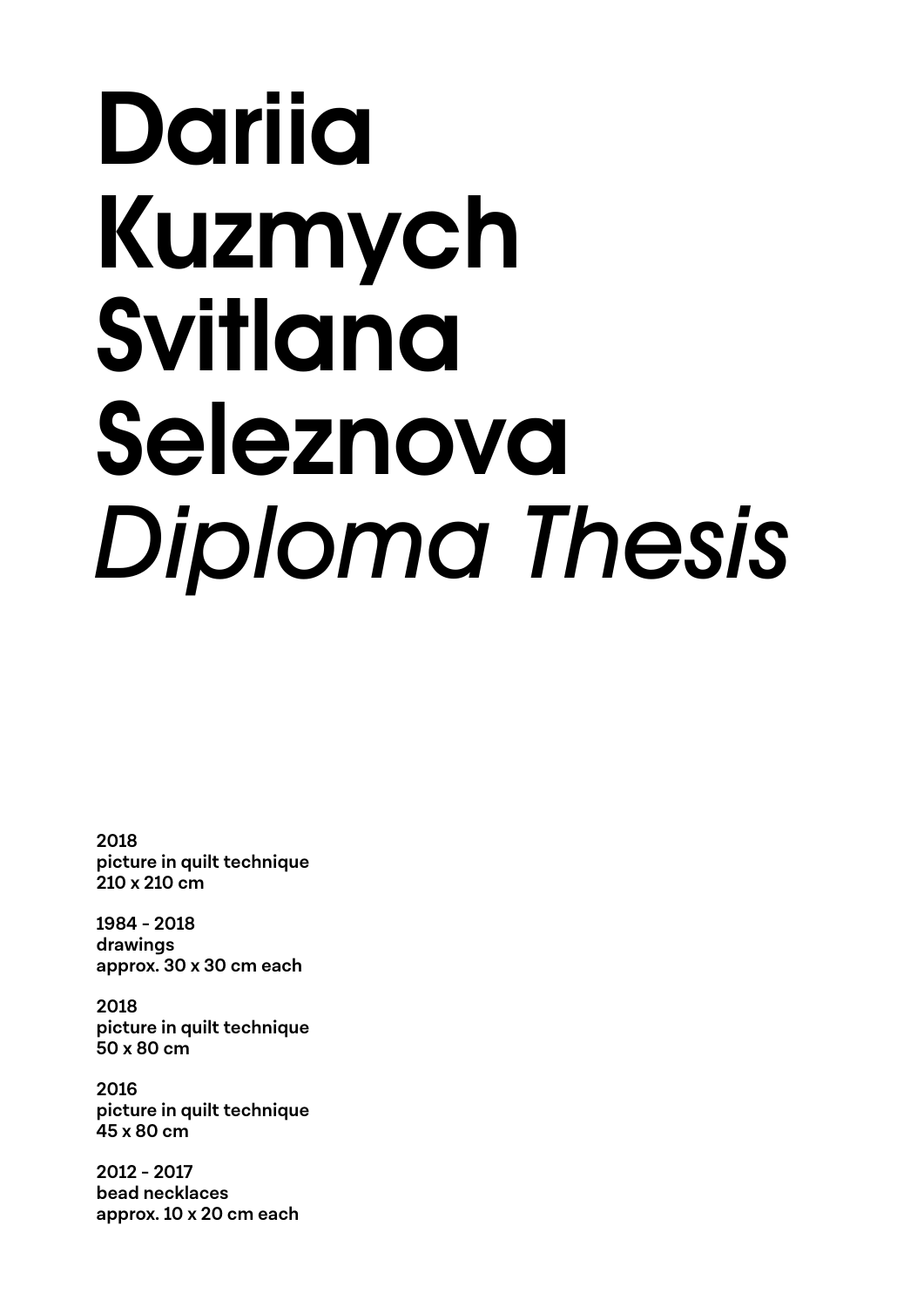# Dariia Kuzmych Svitlana Seleznova *Diploma Thesis*

**2018**
**picture in quilt technique**
**210 x 210 cm**

**1984 - 2018**
**drawings**
**approx. 30 x 30 cm each**

**2018**
**picture in quilt technique**
**50 x 80 cm**

**2016**
**picture in quilt technique**
**45 x 80 cm**

**2012 - 2017**
**bead necklaces**
**approx. 10 x 20 cm each**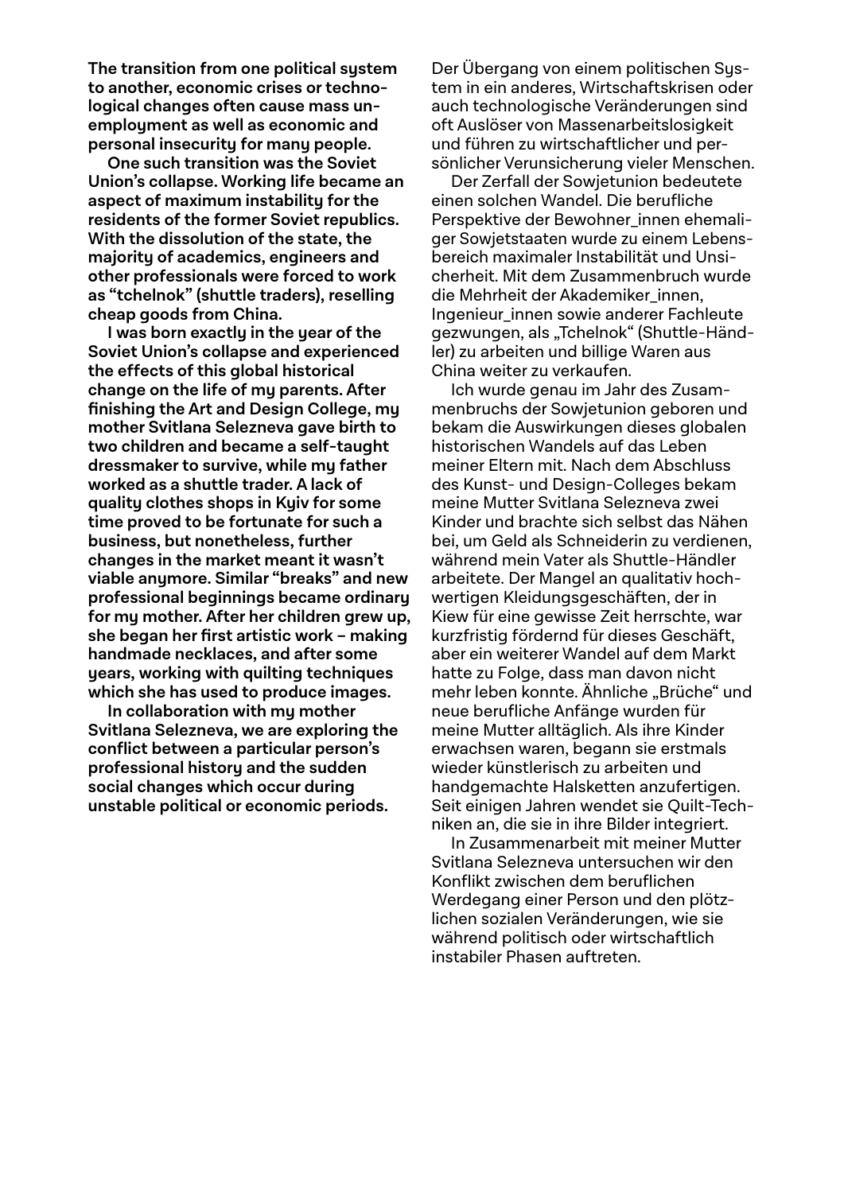**The transition from one political system to another, economic crises or technological changes often cause mass unemployment as well as economic and personal insecurity for many people.**

**One such transition was the Soviet Union's collapse. Working life became an aspect of maximum instability for the residents of the former Soviet republics. With the dissolution of the state, the majority of academics, engineers and other professionals were forced to work as "tchelnok" (shuttle traders), reselling cheap goods from China.**

**I was born exactly in the year of the Soviet Union's collapse and experienced the effects of this global historical change on the life of my parents. After finishing the Art and Design College, my mother Svitlana Selezneva gave birth to two children and became a self-taught dressmaker to survive, while my father worked as a shuttle trader. A lack of quality clothes shops in Kyiv for some time proved to be fortunate for such a business, but nonetheless, further changes in the market meant it wasn't viable anymore. Similar "breaks" and new professional beginnings became ordinary for my mother. After her children grew up, she began her first artistic work – making handmade necklaces, and after some years, working with quilting techniques which she has used to produce images.**

**In collaboration with my mother Svitlana Selezneva, we are exploring the conflict between a particular person's professional history and the sudden social changes which occur during unstable political or economic periods.**

Der Übergang von einem politischen System in ein anderes, Wirtschaftskrisen oder auch technologische Veränderungen sind oft Auslöser von Massenarbeitslosigkeit und führen zu wirtschaftlicher und persönlicher Verunsicherung vieler Menschen.

Der Zerfall der Sowjetunion bedeutete einen solchen Wandel. Die berufliche Perspektive der Bewohner_innen ehemaliger Sowjetstaaten wurde zu einem Lebensbereich maximaler Instabilität und Unsicherheit. Mit dem Zusammenbruch wurde die Mehrheit der Akademiker_innen, Ingenieur_innen sowie anderer Fachleute gezwungen, als „Tchelnok" (Shuttle-Händler) zu arbeiten und billige Waren aus China weiter zu verkaufen.

Ich wurde genau im Jahr des Zusammenbruchs der Sowjetunion geboren und bekam die Auswirkungen dieses globalen historischen Wandels auf das Leben meiner Eltern mit. Nach dem Abschluss des Kunst- und Design-Colleges bekam meine Mutter Svitlana Selezneva zwei Kinder und brachte sich selbst das Nähen bei, um Geld als Schneiderin zu verdienen, während mein Vater als Shuttle-Händler arbeitete. Der Mangel an qualitativ hochwertigen Kleidungsgeschäften, der in Kiew für eine gewisse Zeit herrschte, war kurzfristig fördernd für dieses Geschäft, aber ein weiterer Wandel auf dem Markt hatte zu Folge, dass man davon nicht mehr leben konnte. Ähnliche „Brüche" und neue berufliche Anfänge wurden für meine Mutter alltäglich. Als ihre Kinder erwachsen waren, begann sie erstmals wieder künstlerisch zu arbeiten und handgemachte Halsketten anzufertigen. Seit einigen Jahren wendet sie Quilt-Techniken an, die sie in ihre Bilder integriert.

In Zusammenarbeit mit meiner Mutter Svitlana Selezneva untersuchen wir den Konflikt zwischen dem beruflichen Werdegang einer Person und den plötzlichen sozialen Veränderungen, wie sie während politisch oder wirtschaftlich instabiler Phasen auftreten.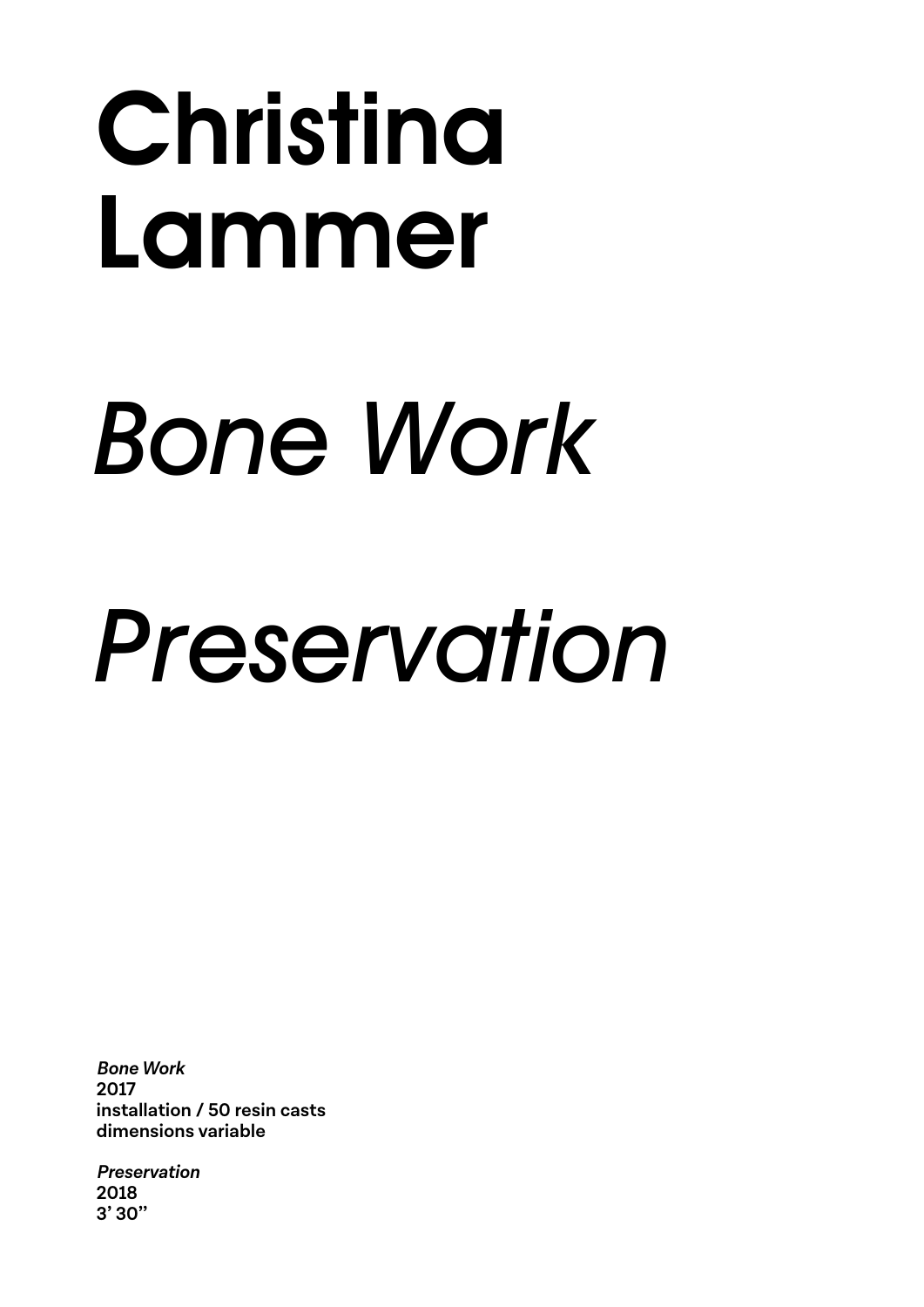# Christina Lammer

## *Bone Work*

## *Preservation*

***Bone Work***
**2017**
**installation / 50 resin casts**
**dimensions variable**

***Preservation***
**2018**
**3' 30''**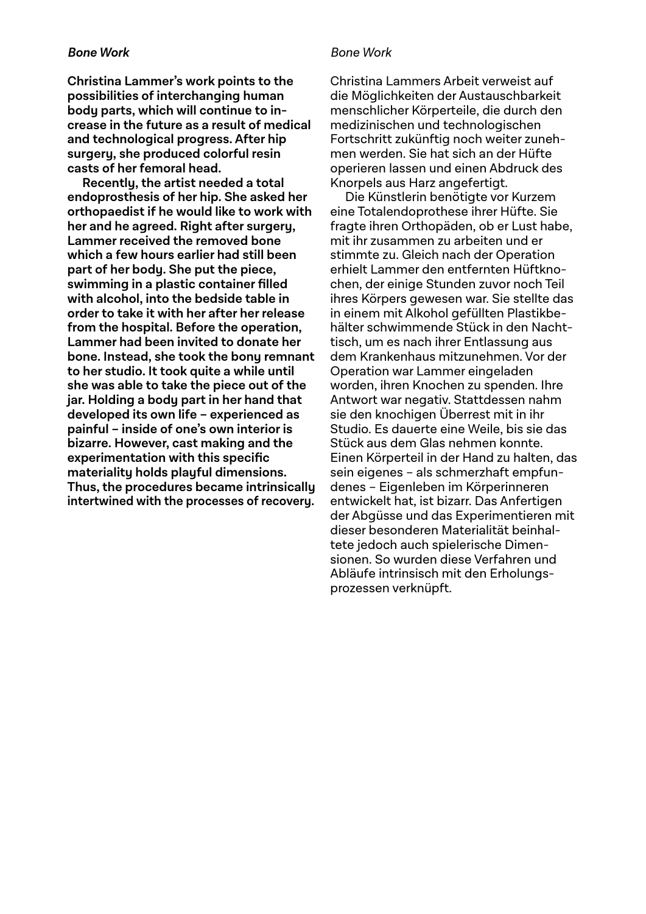*Bone Work*

**Christina Lammer's work points to the possibilities of interchanging human body parts, which will continue to increase in the future as a result of medical and technological progress. After hip surgery, she produced colorful resin casts of her femoral head.**

**Recently, the artist needed a total endoprosthesis of her hip. She asked her orthopaedist if he would like to work with her and he agreed. Right after surgery, Lammer received the removed bone which a few hours earlier had still been part of her body. She put the piece, swimming in a plastic container filled with alcohol, into the bedside table in order to take it with her after her release from the hospital. Before the operation, Lammer had been invited to donate her bone. Instead, she took the bony remnant to her studio. It took quite a while until she was able to take the piece out of the jar. Holding a body part in her hand that developed its own life – experienced as painful – inside of one's own interior is bizarre. However, cast making and the experimentation with this specific materiality holds playful dimensions. Thus, the procedures became intrinsically intertwined with the processes of recovery.**

*Bone Work*

Christina Lammers Arbeit verweist auf die Möglichkeiten der Austauschbarkeit menschlicher Körperteile, die durch den medizinischen und technologischen Fortschritt zukünftig noch weiter zunehmen werden. Sie hat sich an der Hüfte operieren lassen und einen Abdruck des Knorpels aus Harz angefertigt.

Die Künstlerin benötigte vor Kurzem eine Totalendoprothese ihrer Hüfte. Sie fragte ihren Orthopäden, ob er Lust habe, mit ihr zusammen zu arbeiten und er stimmte zu. Gleich nach der Operation erhielt Lammer den entfernten Hüftknochen, der einige Stunden zuvor noch Teil ihres Körpers gewesen war. Sie stellte das in einem mit Alkohol gefüllten Plastikbehälter schwimmende Stück in den Nachttisch, um es nach ihrer Entlassung aus dem Krankenhaus mitzunehmen. Vor der Operation war Lammer eingeladen worden, ihren Knochen zu spenden. Ihre Antwort war negativ. Stattdessen nahm sie den knochigen Überrest mit in ihr Studio. Es dauerte eine Weile, bis sie das Stück aus dem Glas nehmen konnte. Einen Körperteil in der Hand zu halten, das sein eigenes – als schmerzhaft empfundenes – Eigenleben im Körperinneren entwickelt hat, ist bizarr. Das Anfertigen der Abgüsse und das Experimentieren mit dieser besonderen Materialität beinhaltete jedoch auch spielerische Dimensionen. So wurden diese Verfahren und Abläufe intrinsisch mit den Erholungsprozessen verknüpft.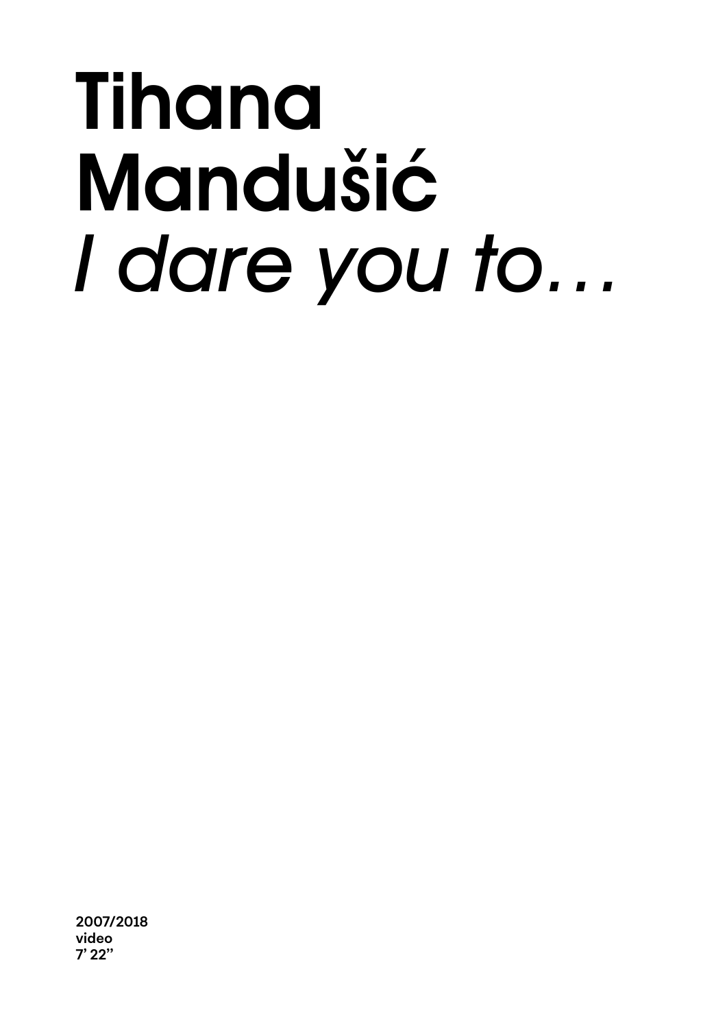# Tihana Mandušić
# *I dare you to…*

**2007/2018**
**video**
**7' 22''**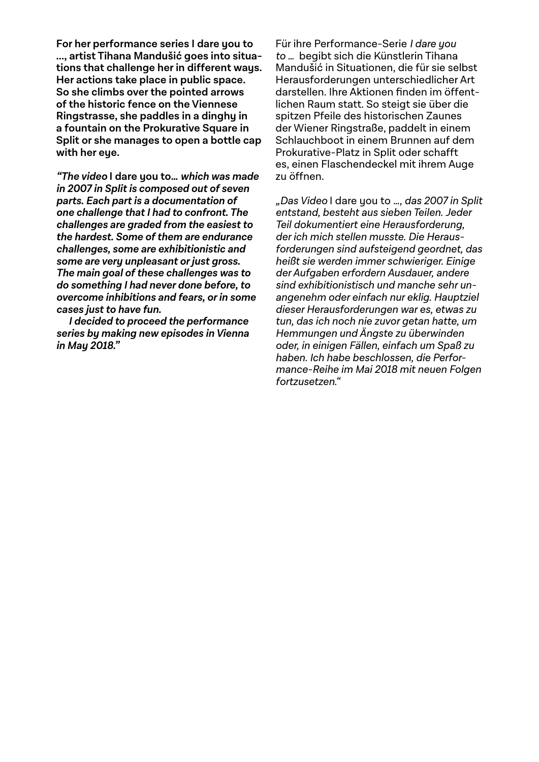**For her performance series I dare you to …, artist Tihana Mandušić goes into situations that challenge her in different ways. Her actions take place in public space. So she climbs over the pointed arrows of the historic fence on the Viennese Ringstrasse, she paddles in a dinghy in a fountain on the Prokurative Square in Split or she manages to open a bottle cap with her eye.**

***"The video* I dare you to…** ***which was made in 2007 in Split is composed out of seven parts. Each part is a documentation of one challenge that I had to confront. The challenges are graded from the easiest to the hardest. Some of them are endurance challenges, some are exhibitionistic and some are very unpleasant or just gross. The main goal of these challenges was to do something I had never done before, to overcome inhibitions and fears, or in some cases just to have fun.***

***I decided to proceed the performance series by making new episodes in Vienna in May 2018."***

Für ihre Performance-Serie *I dare you to …* begibt sich die Künstlerin Tihana Mandušić in Situationen, die für sie selbst Herausforderungen unterschiedlicher Art darstellen. Ihre Aktionen finden im öffentlichen Raum statt. So steigt sie über die spitzen Pfeile des historischen Zaunes der Wiener Ringstraße, paddelt in einem Schlauchboot in einem Brunnen auf dem Prokurative-Platz in Split oder schafft es, einen Flaschendeckel mit ihrem Auge zu öffnen.

*„Das Video* I dare you to …*, das 2007 in Split entstand, besteht aus sieben Teilen. Jeder Teil dokumentiert eine Herausforderung, der ich mich stellen musste. Die Herausforderungen sind aufsteigend geordnet, das heißt sie werden immer schwieriger. Einige der Aufgaben erfordern Ausdauer, andere sind exhibitionistisch und manche sehr unangenehm oder einfach nur eklig. Hauptziel dieser Herausforderungen war es, etwas zu tun, das ich noch nie zuvor getan hatte, um Hemmungen und Ängste zu überwinden oder, in einigen Fällen, einfach um Spaß zu haben. Ich habe beschlossen, die Performance-Reihe im Mai 2018 mit neuen Folgen fortzusetzen."*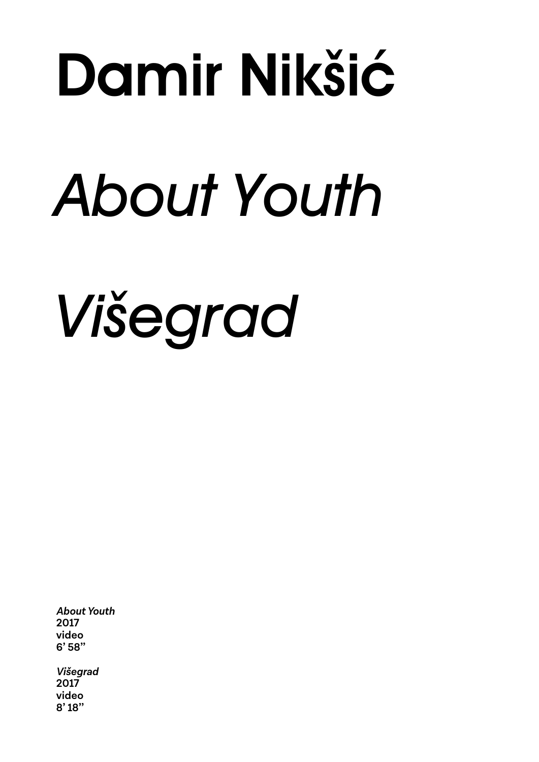# Damir Nikšić

# *About Youth*

# *Višegrad*

***About Youth***
**2017**
**video**
**6' 58''**

***Višegrad***
**2017**
**video**
**8' 18''**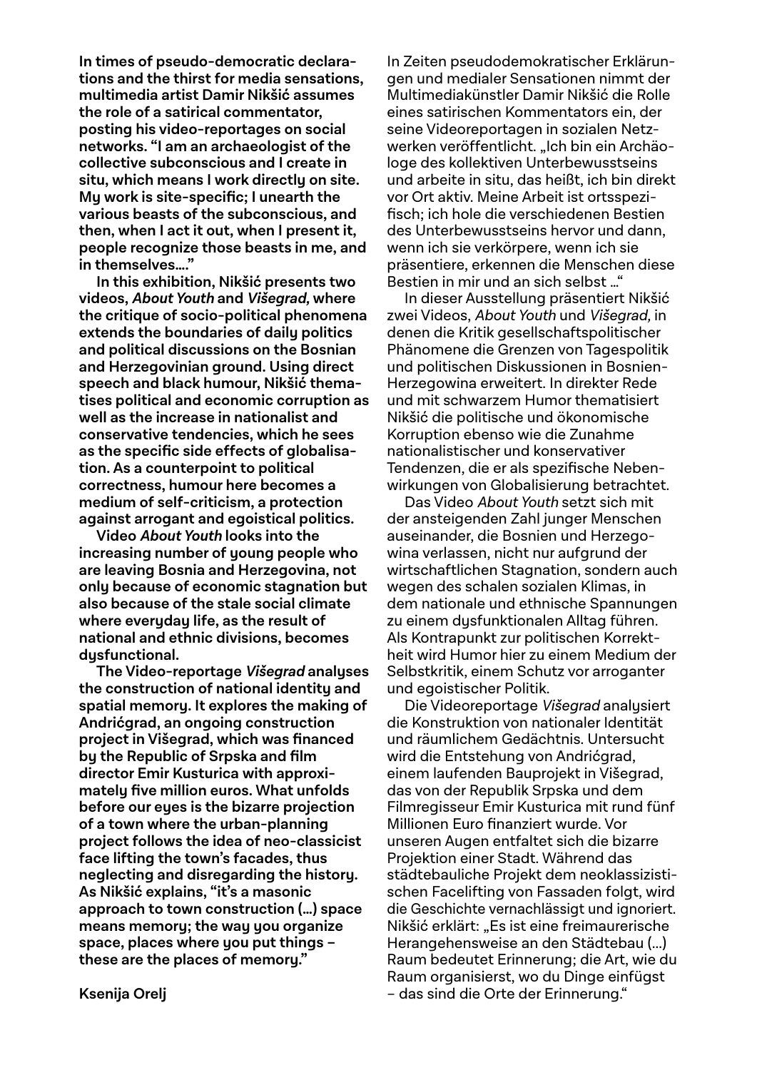**In times of pseudo-democratic declarations and the thirst for media sensations, multimedia artist Damir Nikšić assumes the role of a satirical commentator, posting his video-reportages on social networks. "I am an archaeologist of the collective subconscious and I create in situ, which means I work directly on site. My work is site-specific; I unearth the various beasts of the subconscious, and then, when I act it out, when I present it, people recognize those beasts in me, and in themselves…."**

**In this exhibition, Nikšić presents two videos, *About Youth* and *Višegrad,* where the critique of socio-political phenomena extends the boundaries of daily politics and political discussions on the Bosnian and Herzegovinian ground. Using direct speech and black humour, Nikšić thematises political and economic corruption as well as the increase in nationalist and conservative tendencies, which he sees as the specific side effects of globalisation. As a counterpoint to political correctness, humour here becomes a medium of self-criticism, a protection against arrogant and egoistical politics.**

**Video *About Youth* looks into the increasing number of young people who are leaving Bosnia and Herzegovina, not only because of economic stagnation but also because of the stale social climate where everyday life, as the result of national and ethnic divisions, becomes dysfunctional.**

**The Video-reportage *Višegrad* analyses the construction of national identity and spatial memory. It explores the making of Andrićgrad, an ongoing construction project in Višegrad, which was financed by the Republic of Srpska and film director Emir Kusturica with approximately five million euros. What unfolds before our eyes is the bizarre projection of a town where the urban-planning project follows the idea of neo-classicist face lifting the town's facades, thus neglecting and disregarding the history. As Nikšić explains, "it's a masonic approach to town construction (…) space means memory; the way you organize space, places where you put things – these are the places of memory."**

**Ksenija Orelj**

In Zeiten pseudodemokratischer Erklärungen und medialer Sensationen nimmt der Multimediakünstler Damir Nikšić die Rolle eines satirischen Kommentators ein, der seine Videoreportagen in sozialen Netzwerken veröffentlicht. „Ich bin ein Archäologe des kollektiven Unterbewusstseins und arbeite in situ, das heißt, ich bin direkt vor Ort aktiv. Meine Arbeit ist ortsspezifisch; ich hole die verschiedenen Bestien des Unterbewusstseins hervor und dann, wenn ich sie verkörpere, wenn ich sie präsentiere, erkennen die Menschen diese Bestien in mir und an sich selbst …"

In dieser Ausstellung präsentiert Nikšić zwei Videos, *About Youth* und *Višegrad,* in denen die Kritik gesellschaftspolitischer Phänomene die Grenzen von Tagespolitik und politischen Diskussionen in Bosnien-Herzegowina erweitert. In direkter Rede und mit schwarzem Humor thematisiert Nikšić die politische und ökonomische Korruption ebenso wie die Zunahme nationalistischer und konservativer Tendenzen, die er als spezifische Nebenwirkungen von Globalisierung betrachtet.

Das Video *About Youth* setzt sich mit der ansteigenden Zahl junger Menschen auseinander, die Bosnien und Herzegowina verlassen, nicht nur aufgrund der wirtschaftlichen Stagnation, sondern auch wegen des schalen sozialen Klimas, in dem nationale und ethnische Spannungen zu einem dysfunktionalen Alltag führen. Als Kontrapunkt zur politischen Korrektheit wird Humor hier zu einem Medium der Selbstkritik, einem Schutz vor arroganter und egoistischer Politik.

Die Videoreportage *Višegrad* analysiert die Konstruktion von nationaler Identität und räumlichem Gedächtnis. Untersucht wird die Entstehung von Andrićgrad, einem laufenden Bauprojekt in Višegrad, das von der Republik Srpska und dem Filmregisseur Emir Kusturica mit rund fünf Millionen Euro finanziert wurde. Vor unseren Augen entfaltet sich die bizarre Projektion einer Stadt. Während das städtebauliche Projekt dem neoklassizistischen Facelifting von Fassaden folgt, wird die Geschichte vernachlässigt und ignoriert. Nikšić erklärt: „Es ist eine freimaurerische Herangehensweise an den Städtebau (…) Raum bedeutet Erinnerung; die Art, wie du Raum organisierst, wo du Dinge einfügst – das sind die Orte der Erinnerung."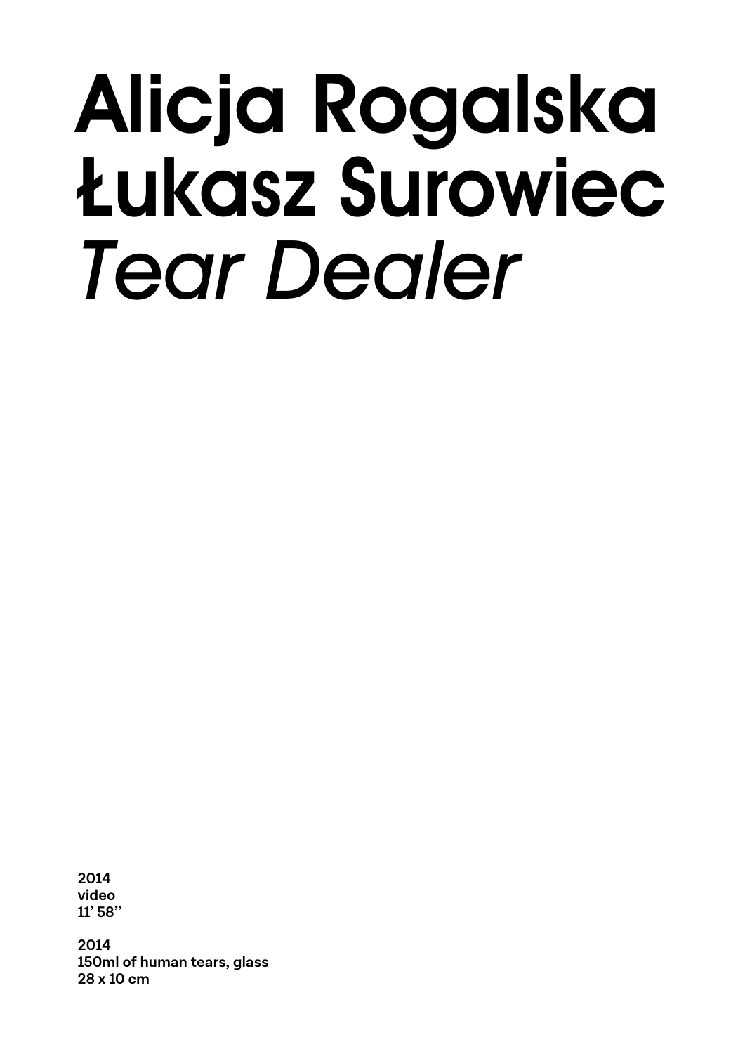# Alicja Rogalska
# Łukasz Surowiec
# *Tear Dealer*

**2014**
**video**
**11' 58"**

**2014**
**150ml of human tears, glass**
**28 x 10 cm**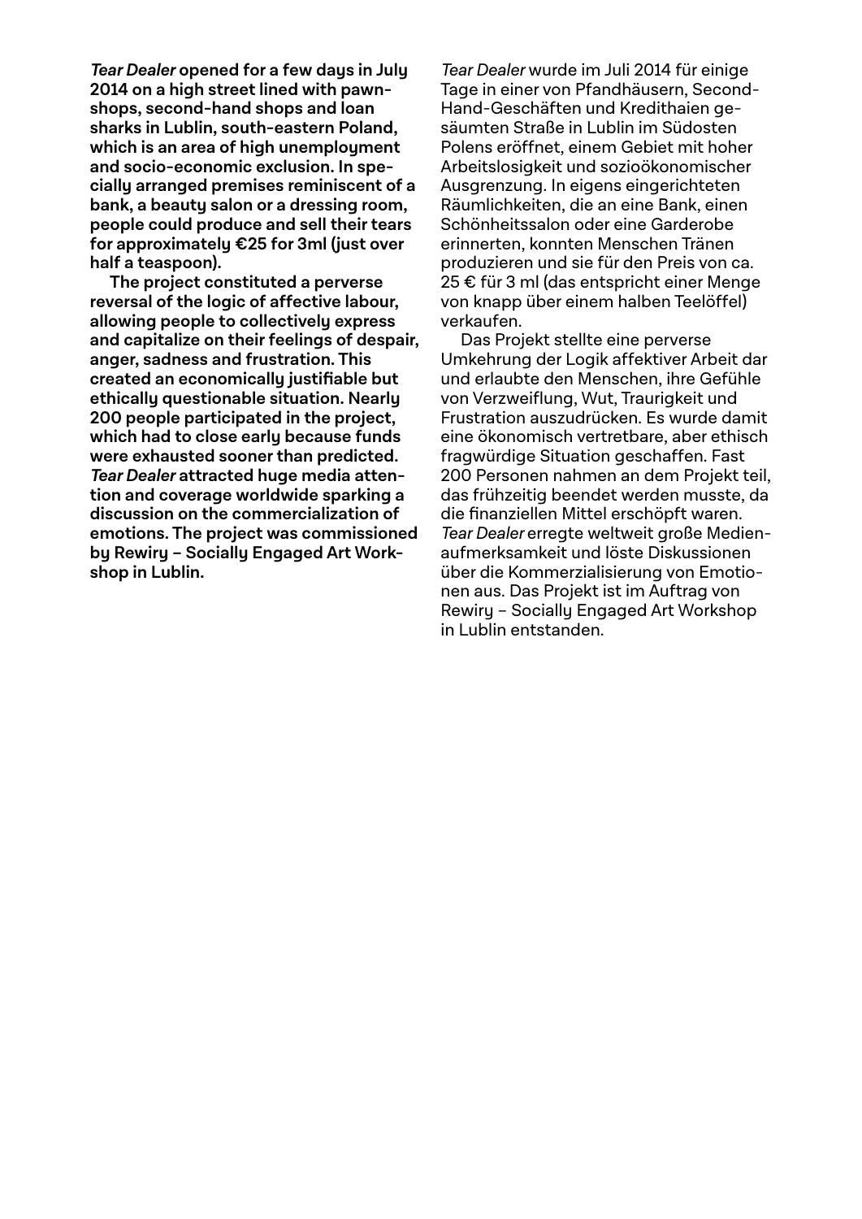***Tear Dealer* opened for a few days in July 2014 on a high street lined with pawnshops, second-hand shops and loan sharks in Lublin, south-eastern Poland, which is an area of high unemployment and socio-economic exclusion. In specially arranged premises reminiscent of a bank, a beauty salon or a dressing room, people could produce and sell their tears for approximately €25 for 3ml (just over half a teaspoon).**

**The project constituted a perverse reversal of the logic of affective labour, allowing people to collectively express and capitalize on their feelings of despair, anger, sadness and frustration. This created an economically justifiable but ethically questionable situation. Nearly 200 people participated in the project, which had to close early because funds were exhausted sooner than predicted. *Tear Dealer* attracted huge media attention and coverage worldwide sparking a discussion on the commercialization of emotions. The project was commissioned by Rewiry – Socially Engaged Art Workshop in Lublin.**

*Tear Dealer* wurde im Juli 2014 für einige Tage in einer von Pfandhäusern, Second-Hand-Geschäften und Kredithaien gesäumten Straße in Lublin im Südosten Polens eröffnet, einem Gebiet mit hoher Arbeitslosigkeit und sozioökonomischer Ausgrenzung. In eigens eingerichteten Räumlichkeiten, die an eine Bank, einen Schönheitssalon oder eine Garderobe erinnerten, konnten Menschen Tränen produzieren und sie für den Preis von ca. 25 € für 3 ml (das entspricht einer Menge von knapp über einem halben Teelöffel) verkaufen.

Das Projekt stellte eine perverse Umkehrung der Logik affektiver Arbeit dar und erlaubte den Menschen, ihre Gefühle von Verzweiflung, Wut, Traurigkeit und Frustration auszudrücken. Es wurde damit eine ökonomisch vertretbare, aber ethisch fragwürdige Situation geschaffen. Fast 200 Personen nahmen an dem Projekt teil, das frühzeitig beendet werden musste, da die finanziellen Mittel erschöpft waren. *Tear Dealer* erregte weltweit große Medienaufmerksamkeit und löste Diskussionen über die Kommerzialisierung von Emotionen aus. Das Projekt ist im Auftrag von Rewiry – Socially Engaged Art Workshop in Lublin entstanden.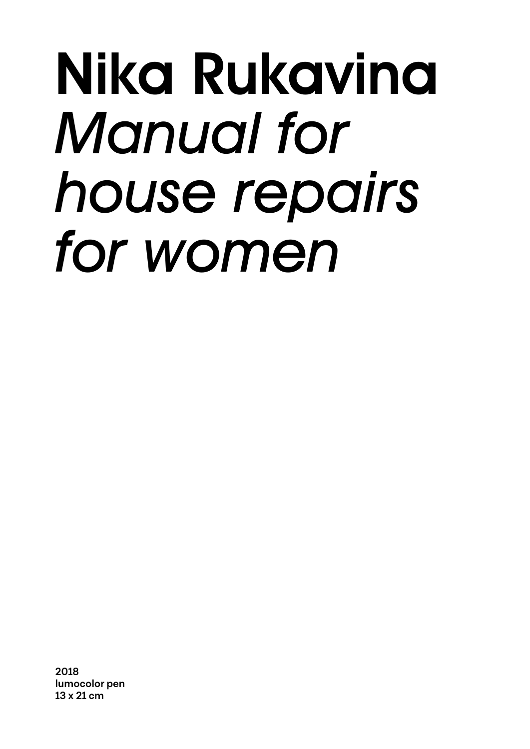# Nika Rukavina *Manual for house repairs for women*

**2018**
**lumocolor pen**
**13 x 21 cm**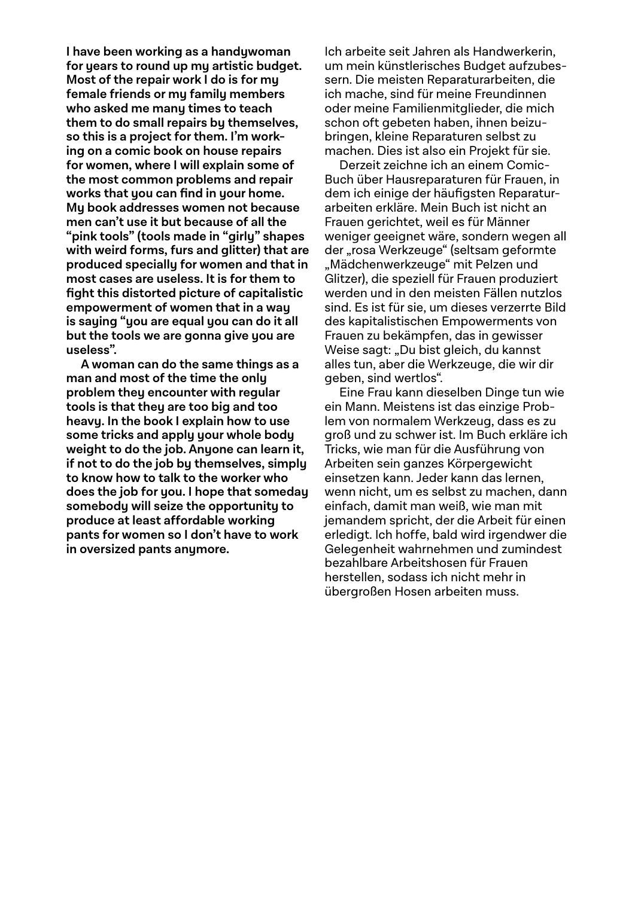**I have been working as a handywoman for years to round up my artistic budget. Most of the repair work I do is for my female friends or my family members who asked me many times to teach them to do small repairs by themselves, so this is a project for them. I'm working on a comic book on house repairs for women, where I will explain some of the most common problems and repair works that you can find in your home. My book addresses women not because men can't use it but because of all the "pink tools" (tools made in "girly" shapes with weird forms, furs and glitter) that are produced specially for women and that in most cases are useless. It is for them to fight this distorted picture of capitalistic empowerment of women that in a way is saying "you are equal you can do it all but the tools we are gonna give you are useless".**

**A woman can do the same things as a man and most of the time the only problem they encounter with regular tools is that they are too big and too heavy. In the book I explain how to use some tricks and apply your whole body weight to do the job. Anyone can learn it, if not to do the job by themselves, simply to know how to talk to the worker who does the job for you. I hope that someday somebody will seize the opportunity to produce at least affordable working pants for women so I don't have to work in oversized pants anymore.**

Ich arbeite seit Jahren als Handwerkerin, um mein künstlerisches Budget aufzubessern. Die meisten Reparaturarbeiten, die ich mache, sind für meine Freundinnen oder meine Familienmitglieder, die mich schon oft gebeten haben, ihnen beizubringen, kleine Reparaturen selbst zu machen. Dies ist also ein Projekt für sie.

Derzeit zeichne ich an einem Comic-Buch über Hausreparaturen für Frauen, in dem ich einige der häufigsten Reparaturarbeiten erkläre. Mein Buch ist nicht an Frauen gerichtet, weil es für Männer weniger geeignet wäre, sondern wegen all der „rosa Werkzeuge" (seltsam geformte „Mädchenwerkzeuge" mit Pelzen und Glitzer), die speziell für Frauen produziert werden und in den meisten Fällen nutzlos sind. Es ist für sie, um dieses verzerrte Bild des kapitalistischen Empowerments von Frauen zu bekämpfen, das in gewisser Weise sagt: „Du bist gleich, du kannst alles tun, aber die Werkzeuge, die wir dir geben, sind wertlos".

Eine Frau kann dieselben Dinge tun wie ein Mann. Meistens ist das einzige Problem von normalem Werkzeug, dass es zu groß und zu schwer ist. Im Buch erkläre ich Tricks, wie man für die Ausführung von Arbeiten sein ganzes Körpergewicht einsetzen kann. Jeder kann das lernen, wenn nicht, um es selbst zu machen, dann einfach, damit man weiß, wie man mit jemandem spricht, der die Arbeit für einen erledigt. Ich hoffe, bald wird irgendwer die Gelegenheit wahrnehmen und zumindest bezahlbare Arbeitshosen für Frauen herstellen, sodass ich nicht mehr in übergroßen Hosen arbeiten muss.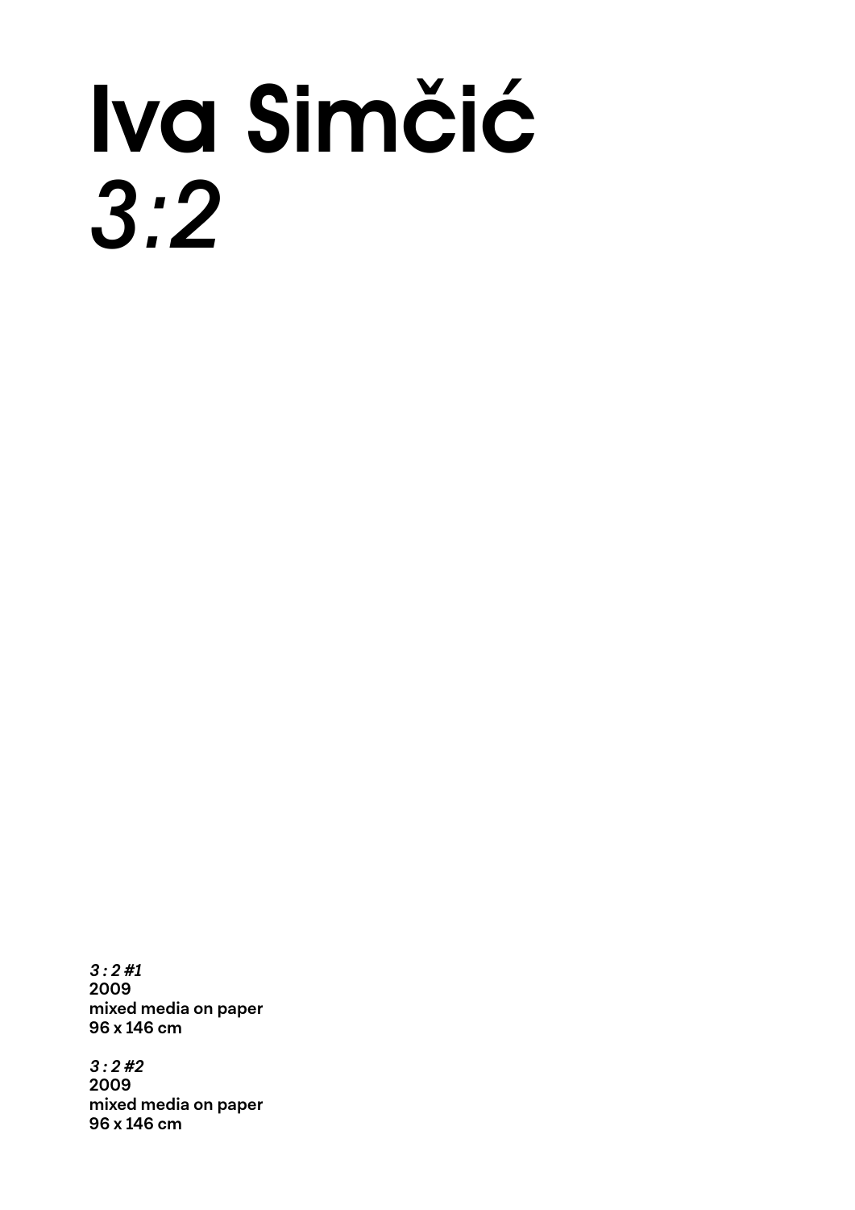# Iva Simčić

# *3:2*

***3 : 2 #1***
**2009**
**mixed media on paper**
**96 x 146 cm**

***3 : 2 #2***
**2009**
**mixed media on paper**
**96 x 146 cm**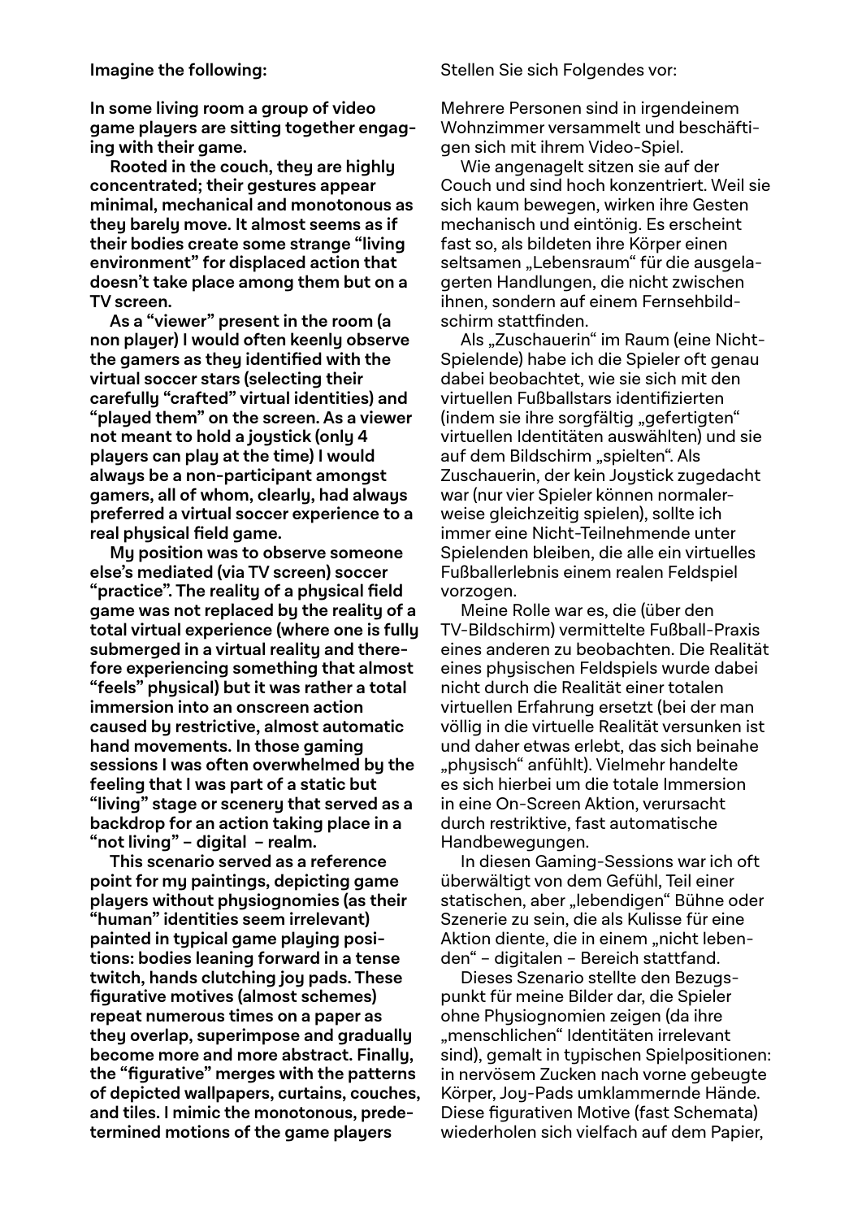**Imagine the following:**

**In some living room a group of video game players are sitting together engaging with their game.**

**Rooted in the couch, they are highly concentrated; their gestures appear minimal, mechanical and monotonous as they barely move. It almost seems as if their bodies create some strange "living environment" for displaced action that doesn't take place among them but on a TV screen.**

**As a "viewer" present in the room (a non player) I would often keenly observe the gamers as they identified with the virtual soccer stars (selecting their carefully "crafted" virtual identities) and "played them" on the screen. As a viewer not meant to hold a joystick (only 4 players can play at the time) I would always be a non-participant amongst gamers, all of whom, clearly, had always preferred a virtual soccer experience to a real physical field game.**

**My position was to observe someone else's mediated (via TV screen) soccer "practice". The reality of a physical field game was not replaced by the reality of a total virtual experience (where one is fully submerged in a virtual reality and therefore experiencing something that almost "feels" physical) but it was rather a total immersion into an onscreen action caused by restrictive, almost automatic hand movements. In those gaming sessions I was often overwhelmed by the feeling that I was part of a static but "living" stage or scenery that served as a backdrop for an action taking place in a "not living" – digital – realm.**

**This scenario served as a reference point for my paintings, depicting game players without physiognomies (as their "human" identities seem irrelevant) painted in typical game playing positions: bodies leaning forward in a tense twitch, hands clutching joy pads. These figurative motives (almost schemes) repeat numerous times on a paper as they overlap, superimpose and gradually become more and more abstract. Finally, the "figurative" merges with the patterns of depicted wallpapers, curtains, couches, and tiles. I mimic the monotonous, predetermined motions of the game players**

Stellen Sie sich Folgendes vor:

Mehrere Personen sind in irgendeinem Wohnzimmer versammelt und beschäftigen sich mit ihrem Video-Spiel.

Wie angenagelt sitzen sie auf der Couch und sind hoch konzentriert. Weil sie sich kaum bewegen, wirken ihre Gesten mechanisch und eintönig. Es erscheint fast so, als bildeten ihre Körper einen seltsamen „Lebensraum" für die ausgelagerten Handlungen, die nicht zwischen ihnen, sondern auf einem Fernsehbildschirm stattfinden.

Als „Zuschauerin" im Raum (eine Nicht-Spielende) habe ich die Spieler oft genau dabei beobachtet, wie sie sich mit den virtuellen Fußballstars identifizierten (indem sie ihre sorgfältig „gefertigten" virtuellen Identitäten auswählten) und sie auf dem Bildschirm „spielten". Als Zuschauerin, der kein Joystick zugedacht war (nur vier Spieler können normalerweise gleichzeitig spielen), sollte ich immer eine Nicht-Teilnehmende unter Spielenden bleiben, die alle ein virtuelles Fußballerlebnis einem realen Feldspiel vorzogen.

Meine Rolle war es, die (über den TV-Bildschirm) vermittelte Fußball-Praxis eines anderen zu beobachten. Die Realität eines physischen Feldspiels wurde dabei nicht durch die Realität einer totalen virtuellen Erfahrung ersetzt (bei der man völlig in die virtuelle Realität versunken ist und daher etwas erlebt, das sich beinahe „physisch" anfühlt). Vielmehr handelte es sich hierbei um die totale Immersion in eine On-Screen Aktion, verursacht durch restriktive, fast automatische Handbewegungen.

In diesen Gaming-Sessions war ich oft überwältigt von dem Gefühl, Teil einer statischen, aber „lebendigen" Bühne oder Szenerie zu sein, die als Kulisse für eine Aktion diente, die in einem „nicht lebenden" – digitalen – Bereich stattfand.

Dieses Szenario stellte den Bezugspunkt für meine Bilder dar, die Spieler ohne Physiognomien zeigen (da ihre „menschlichen" Identitäten irrelevant sind), gemalt in typischen Spielpositionen: in nervösem Zucken nach vorne gebeugte Körper, Joy-Pads umklammernde Hände. Diese figurativen Motive (fast Schemata) wiederholen sich vielfach auf dem Papier,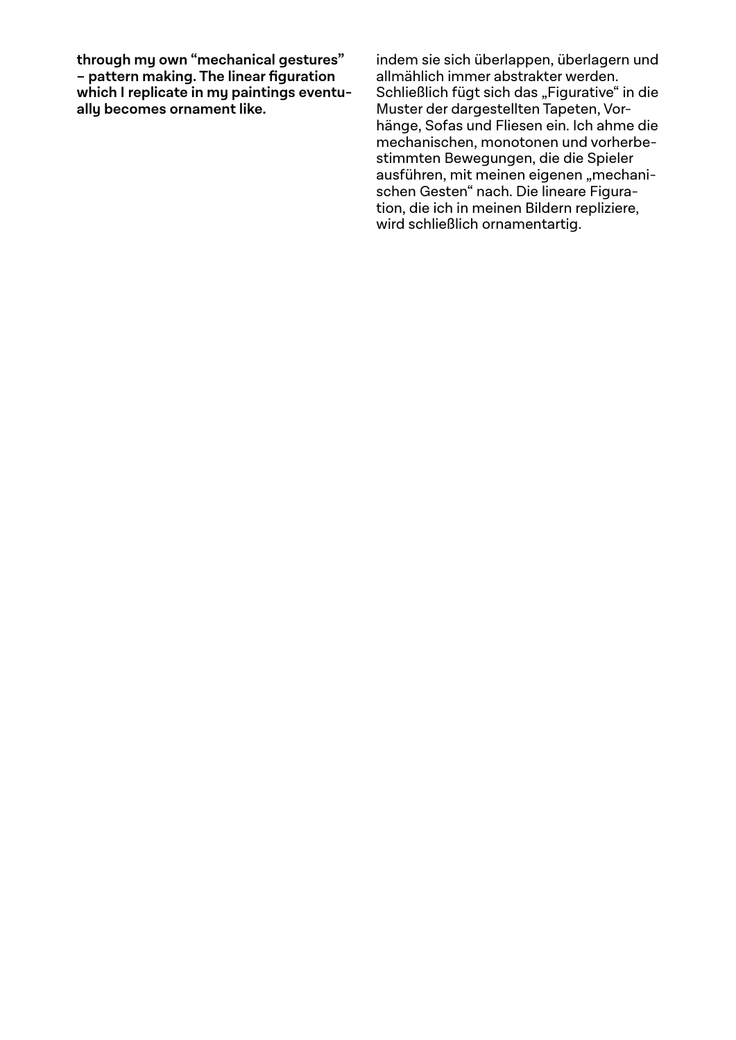**through my own "mechanical gestures" – pattern making. The linear figuration which I replicate in my paintings eventually becomes ornament like.**

indem sie sich überlappen, überlagern und allmählich immer abstrakter werden. Schließlich fügt sich das „Figurative" in die Muster der dargestellten Tapeten, Vorhänge, Sofas und Fliesen ein. Ich ahme die mechanischen, monotonen und vorherbestimmten Bewegungen, die die Spieler ausführen, mit meinen eigenen „mechanischen Gesten" nach. Die lineare Figuration, die ich in meinen Bildern repliziere, wird schließlich ornamentartig.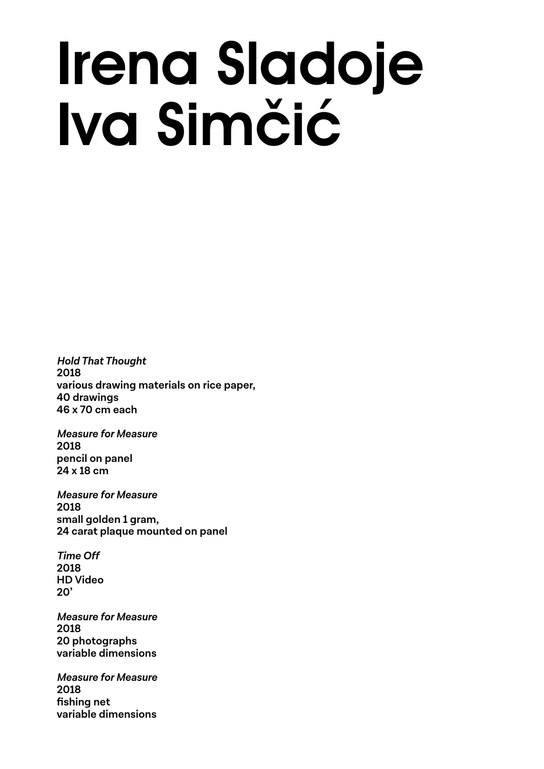# Irena Sladoje
# Iva Simčić

***Hold That Thought***
**2018**
**various drawing materials on rice paper,**
**40 drawings**
**46 x 70 cm each**

***Measure for Measure***
**2018**
**pencil on panel**
**24 x 18 cm**

***Measure for Measure***
**2018**
**small golden 1 gram,**
**24 carat plaque mounted on panel**

***Time Off***
**2018**
**HD Video**
**20’**

***Measure for Measure***
**2018**
**20 photographs**
**variable dimensions**

***Measure for Measure***
**2018**
**fishing net**
**variable dimensions**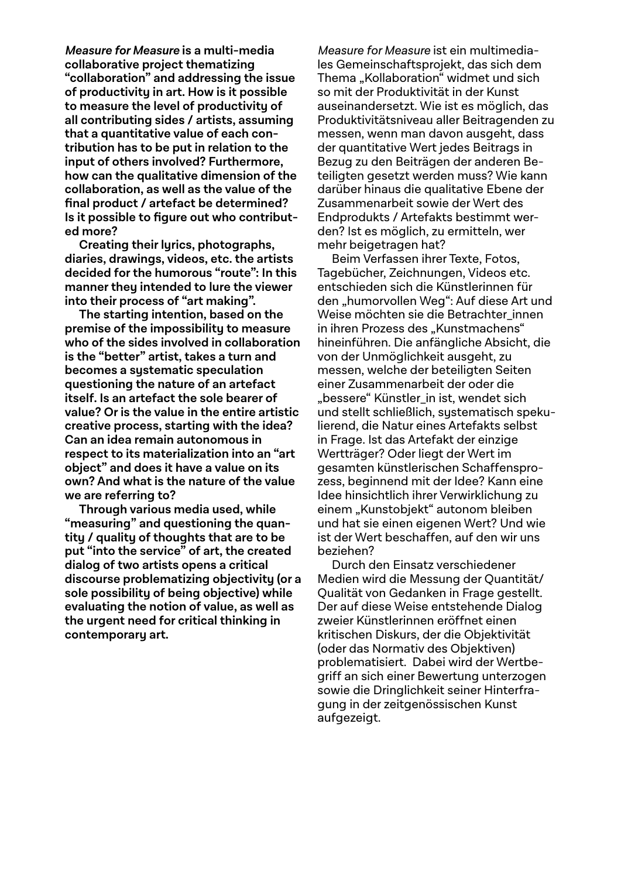***Measure for Measure* is a multi-media collaborative project thematizing "collaboration" and addressing the issue of productivity in art. How is it possible to measure the level of productivity of all contributing sides / artists, assuming that a quantitative value of each contribution has to be put in relation to the input of others involved? Furthermore, how can the qualitative dimension of the collaboration, as well as the value of the final product / artefact be determined? Is it possible to figure out who contributed more?**

**Creating their lyrics, photographs, diaries, drawings, videos, etc. the artists decided for the humorous "route": In this manner they intended to lure the viewer into their process of "art making".**

**The starting intention, based on the premise of the impossibility to measure who of the sides involved in collaboration is the "better" artist, takes a turn and becomes a systematic speculation questioning the nature of an artefact itself. Is an artefact the sole bearer of value? Or is the value in the entire artistic creative process, starting with the idea? Can an idea remain autonomous in respect to its materialization into an "art object" and does it have a value on its own? And what is the nature of the value we are referring to?**

**Through various media used, while "measuring" and questioning the quantity / quality of thoughts that are to be put "into the service" of art, the created dialog of two artists opens a critical discourse problematizing objectivity (or a sole possibility of being objective) while evaluating the notion of value, as well as the urgent need for critical thinking in contemporary art.**

*Measure for Measure* ist ein multimediales Gemeinschaftsprojekt, das sich dem Thema „Kollaboration" widmet und sich so mit der Produktivität in der Kunst auseinandersetzt. Wie ist es möglich, das Produktivitätsniveau aller Beitragenden zu messen, wenn man davon ausgeht, dass der quantitative Wert jedes Beitrags in Bezug zu den Beiträgen der anderen Beteiligten gesetzt werden muss? Wie kann darüber hinaus die qualitative Ebene der Zusammenarbeit sowie der Wert des Endprodukts / Artefakts bestimmt werden? Ist es möglich, zu ermitteln, wer mehr beigetragen hat?

Beim Verfassen ihrer Texte, Fotos, Tagebücher, Zeichnungen, Videos etc. entschieden sich die Künstlerinnen für den „humorvollen Weg": Auf diese Art und Weise möchten sie die Betrachter_innen in ihren Prozess des „Kunstmachens" hineinführen. Die anfängliche Absicht, die von der Unmöglichkeit ausgeht, zu messen, welche der beteiligten Seiten einer Zusammenarbeit der oder die „bessere" Künstler_in ist, wendet sich und stellt schließlich, systematisch spekulierend, die Natur eines Artefakts selbst in Frage. Ist das Artefakt der einzige Wertträger? Oder liegt der Wert im gesamten künstlerischen Schaffensprozess, beginnend mit der Idee? Kann eine Idee hinsichtlich ihrer Verwirklichung zu einem „Kunstobjekt" autonom bleiben und hat sie einen eigenen Wert? Und wie ist der Wert beschaffen, auf den wir uns beziehen?

Durch den Einsatz verschiedener Medien wird die Messung der Quantität/ Qualität von Gedanken in Frage gestellt. Der auf diese Weise entstehende Dialog zweier Künstlerinnen eröffnet einen kritischen Diskurs, der die Objektivität (oder das Normativ des Objektiven) problematisiert. Dabei wird der Wertbegriff an sich einer Bewertung unterzogen sowie die Dringlichkeit seiner Hinterfragung in der zeitgenössischen Kunst aufgezeigt.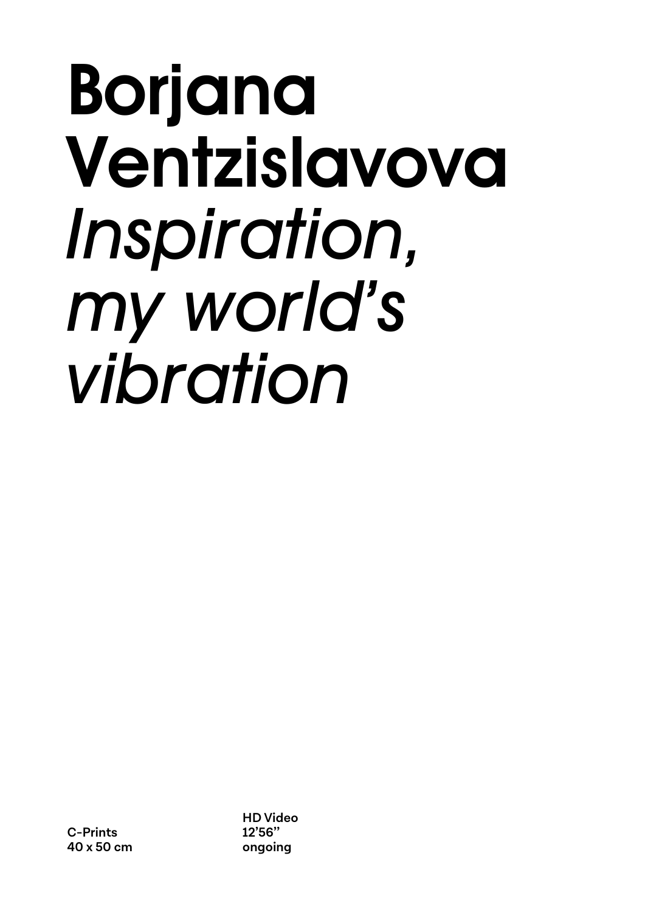# Borjana Ventzislavova

# *Inspiration, my world's vibration*

**C-Prints**
**40 x 50 cm**

**HD Video**
**12'56''**
**ongoing**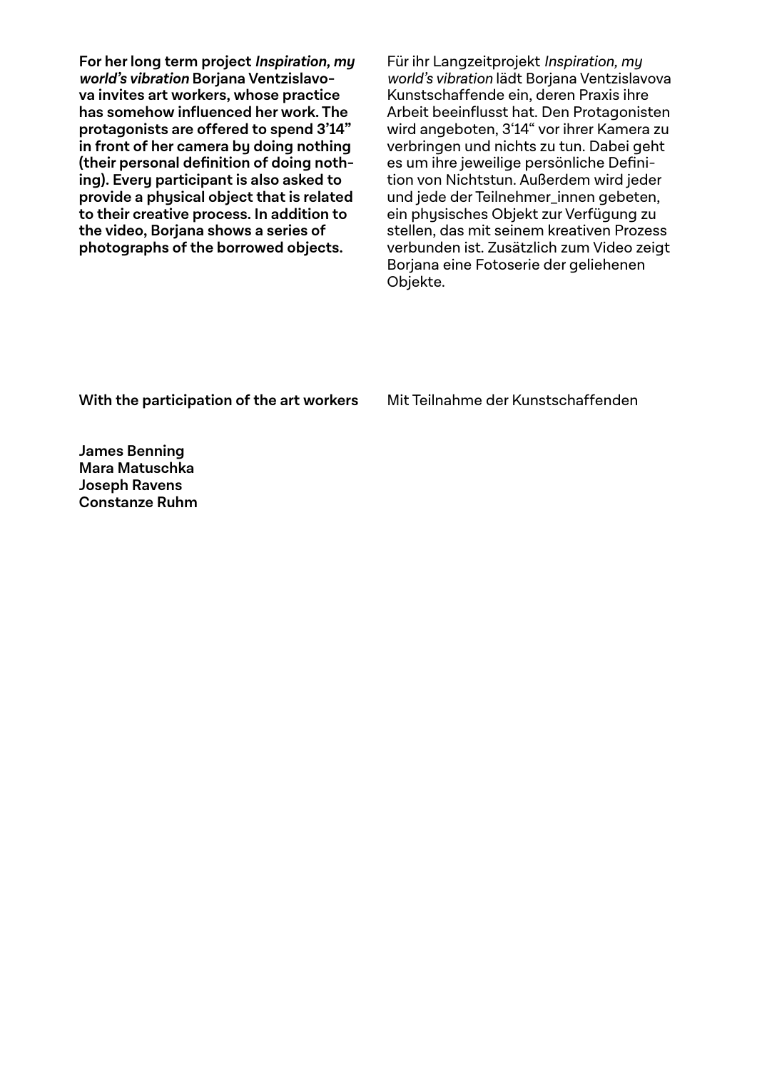**For her long term project *Inspiration, my world's vibration* Borjana Ventzislavova invites art workers, whose practice has somehow influenced her work. The protagonists are offered to spend 3'14" in front of her camera by doing nothing (their personal definition of doing nothing). Every participant is also asked to provide a physical object that is related to their creative process. In addition to the video, Borjana shows a series of photographs of the borrowed objects.**

Für ihr Langzeitprojekt *Inspiration, my world's vibration* lädt Borjana Ventzislavova Kunstschaffende ein, deren Praxis ihre Arbeit beeinflusst hat. Den Protagonisten wird angeboten, 3'14" vor ihrer Kamera zu verbringen und nichts zu tun. Dabei geht es um ihre jeweilige persönliche Definition von Nichtstun. Außerdem wird jeder und jede der Teilnehmer_innen gebeten, ein physisches Objekt zur Verfügung zu stellen, das mit seinem kreativen Prozess verbunden ist. Zusätzlich zum Video zeigt Borjana eine Fotoserie der geliehenen Objekte.

**With the participation of the art workers**

Mit Teilnahme der Kunstschaffenden

**James Benning**
**Mara Matuschka**
**Joseph Ravens**
**Constanze Ruhm**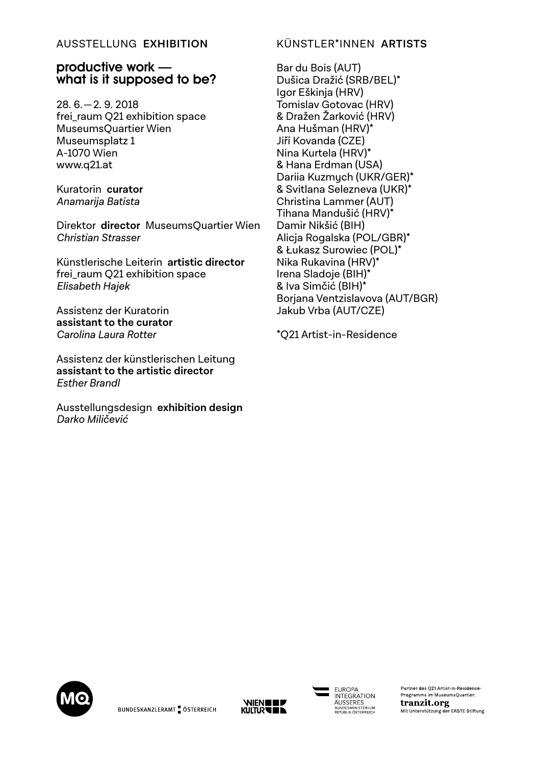AUSSTELLUNG **EXHIBITION**

## productive work — what is it supposed to be?

28. 6. — 2. 9. 2018  
frei_raum Q21 exhibition space  
MuseumsQuartier Wien  
Museumsplatz 1  
A-1070 Wien  
www.q21.at

Kuratorin **curator**  
*Anamarija Batista*

Direktor **director** MuseumsQuartier Wien  
*Christian Strasser*

Künstlerische Leiterin **artistic director**  
frei_raum Q21 exhibition space  
*Elisabeth Hajek*

Assistenz der Kuratorin  
**assistant to the curator**  
*Carolina Laura Rotter*

Assistenz der künstlerischen Leitung  
**assistant to the artistic director**  
*Esther Brandl*

Ausstellungsdesign **exhibition design**  
*Darko Miličević*

KÜNSTLER*INNEN **ARTISTS**

Bar du Bois (AUT)  
Dušica Dražić (SRB/BEL)*  
Igor Eškinja (HRV)  
Tomislav Gotovac (HRV)  
& Dražen Žarković (HRV)  
Ana Hušman (HRV)*  
Jiří Kovanda (CZE)  
Nina Kurtela (HRV)*  
& Hana Erdman (USA)  
Dariia Kuzmych (UKR/GER)*  
& Svitlana Selezneva (UKR)*  
Christina Lammer (AUT)  
Tihana Mandušić (HRV)*  
Damir Nikšić (BIH)  
Alicja Rogalska (POL/GBR)*  
& Łukasz Surowiec (POL)*  
Nika Rukavina (HRV)*  
Irena Sladoje (BIH)*  
& Iva Simčić (BIH)*  
Borjana Ventzislavova (AUT/BGR)  
Jakub Vrba (AUT/CZE)

*Q21 Artist-in-Residence

BUNDESKANZLERAMT ÖSTERREICH

EUROPA INTEGRATION ÄUSSERES BUNDESMINISTERIUM REPUBLIK ÖSTERREICH

Partner des Q21 Artist-in-Residence-Programms im MuseumsQuartier:  
**tranzit.org**  
Mit Unterstützung der ERSTE Stiftung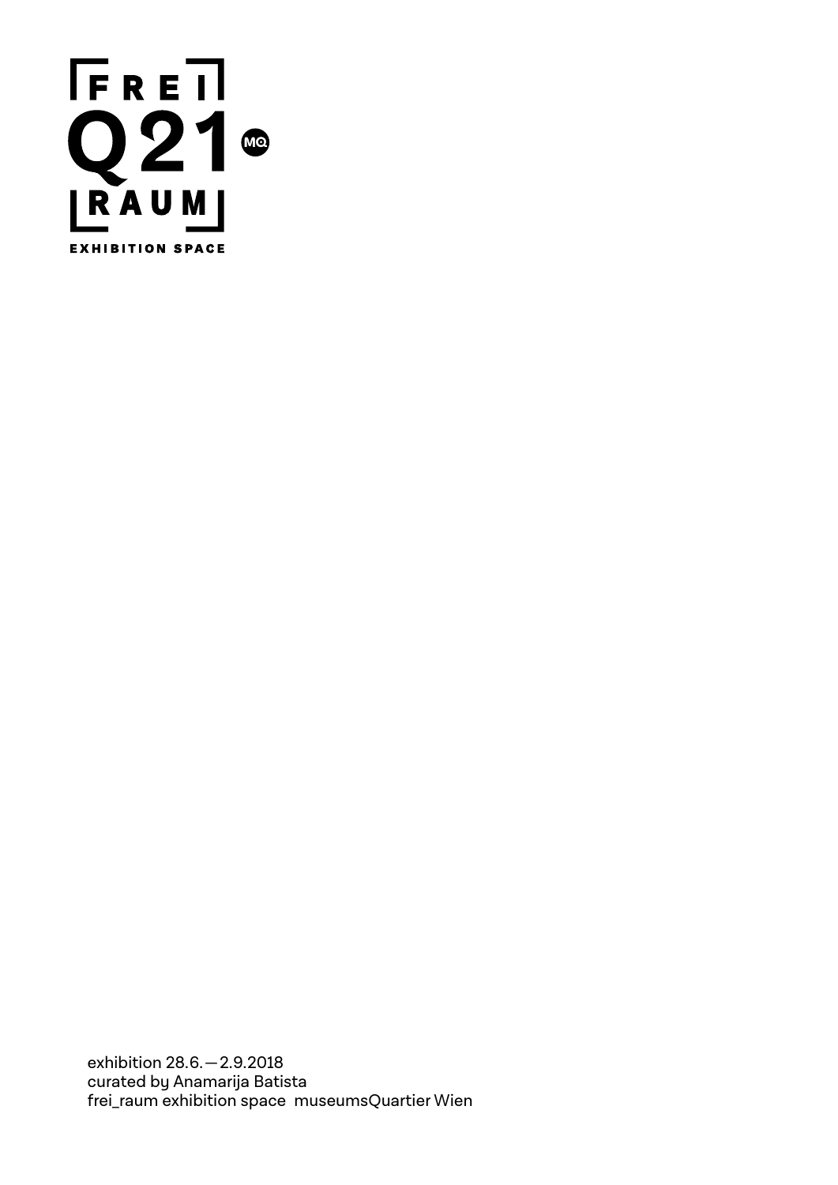FREI
Q21 MQ
RAUM
EXHIBITION SPACE

exhibition 28.6.—2.9.2018
curated by Anamarija Batista
frei_raum exhibition space museumsQuartier Wien